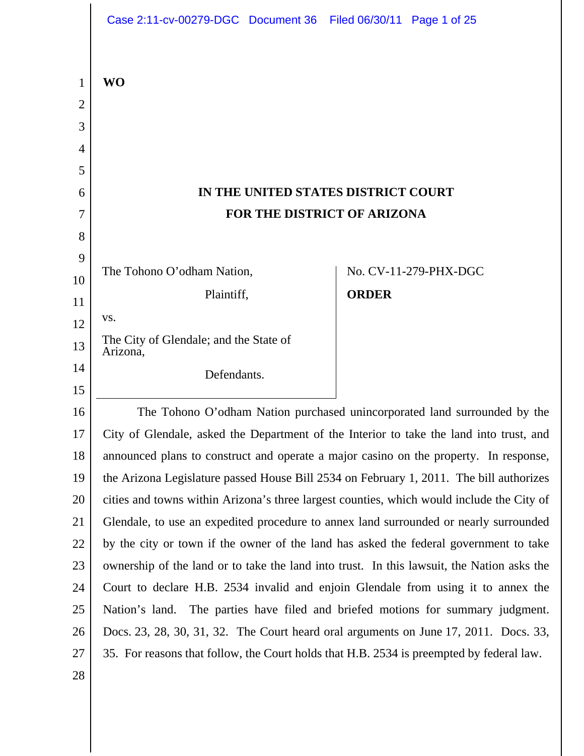**WO**

# IN THE UNITED STATES DISTRICT COURT
# FOR THE DISTRICT OF ARIZONA

| | |
|---|---|
| The Tohono O'odham Nation,<br><br>Plaintiff,<br><br>vs.<br><br>The City of Glendale; and the State of Arizona,<br><br>Defendants. | No. CV-11-279-PHX-DGC<br><br>**ORDER** |

The Tohono O'odham Nation purchased unincorporated land surrounded by the City of Glendale, asked the Department of the Interior to take the land into trust, and announced plans to construct and operate a major casino on the property. In response, the Arizona Legislature passed House Bill 2534 on February 1, 2011. The bill authorizes cities and towns within Arizona's three largest counties, which would include the City of Glendale, to use an expedited procedure to annex land surrounded or nearly surrounded by the city or town if the owner of the land has asked the federal government to take ownership of the land or to take the land into trust. In this lawsuit, the Nation asks the Court to declare H.B. 2534 invalid and enjoin Glendale from using it to annex the Nation's land. The parties have filed and briefed motions for summary judgment. Docs. 23, 28, 30, 31, 32. The Court heard oral arguments on June 17, 2011. Docs. 33, 35. For reasons that follow, the Court holds that H.B. 2534 is preempted by federal law.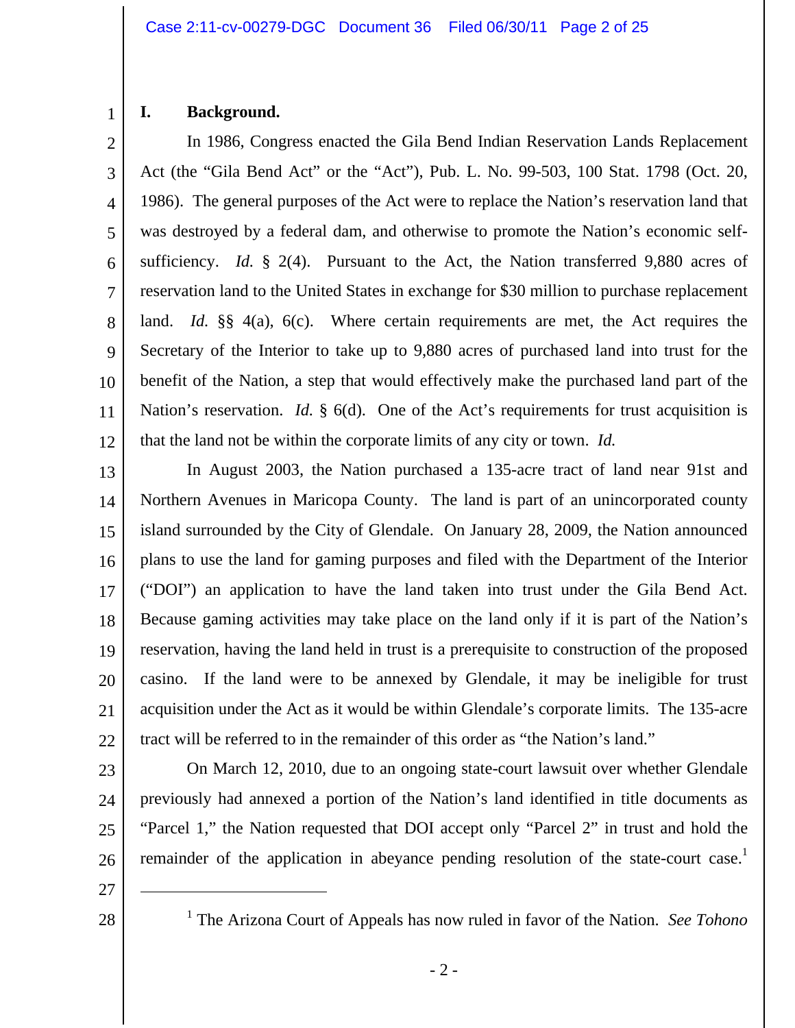## I. Background.

In 1986, Congress enacted the Gila Bend Indian Reservation Lands Replacement Act (the "Gila Bend Act" or the "Act"), Pub. L. No. 99-503, 100 Stat. 1798 (Oct. 20, 1986). The general purposes of the Act were to replace the Nation's reservation land that was destroyed by a federal dam, and otherwise to promote the Nation's economic self-sufficiency. *Id.* § 2(4). Pursuant to the Act, the Nation transferred 9,880 acres of reservation land to the United States in exchange for $30 million to purchase replacement land. *Id.* §§ 4(a), 6(c). Where certain requirements are met, the Act requires the Secretary of the Interior to take up to 9,880 acres of purchased land into trust for the benefit of the Nation, a step that would effectively make the purchased land part of the Nation's reservation. *Id.* § 6(d). One of the Act's requirements for trust acquisition is that the land not be within the corporate limits of any city or town. *Id.*

In August 2003, the Nation purchased a 135-acre tract of land near 91st and Northern Avenues in Maricopa County. The land is part of an unincorporated county island surrounded by the City of Glendale. On January 28, 2009, the Nation announced plans to use the land for gaming purposes and filed with the Department of the Interior ("DOI") an application to have the land taken into trust under the Gila Bend Act. Because gaming activities may take place on the land only if it is part of the Nation's reservation, having the land held in trust is a prerequisite to construction of the proposed casino. If the land were to be annexed by Glendale, it may be ineligible for trust acquisition under the Act as it would be within Glendale's corporate limits. The 135-acre tract will be referred to in the remainder of this order as "the Nation's land."

On March 12, 2010, due to an ongoing state-court lawsuit over whether Glendale previously had annexed a portion of the Nation's land identified in title documents as "Parcel 1," the Nation requested that DOI accept only "Parcel 2" in trust and hold the remainder of the application in abeyance pending resolution of the state-court case.[1]

---

[1] The Arizona Court of Appeals has now ruled in favor of the Nation. *See Tohono*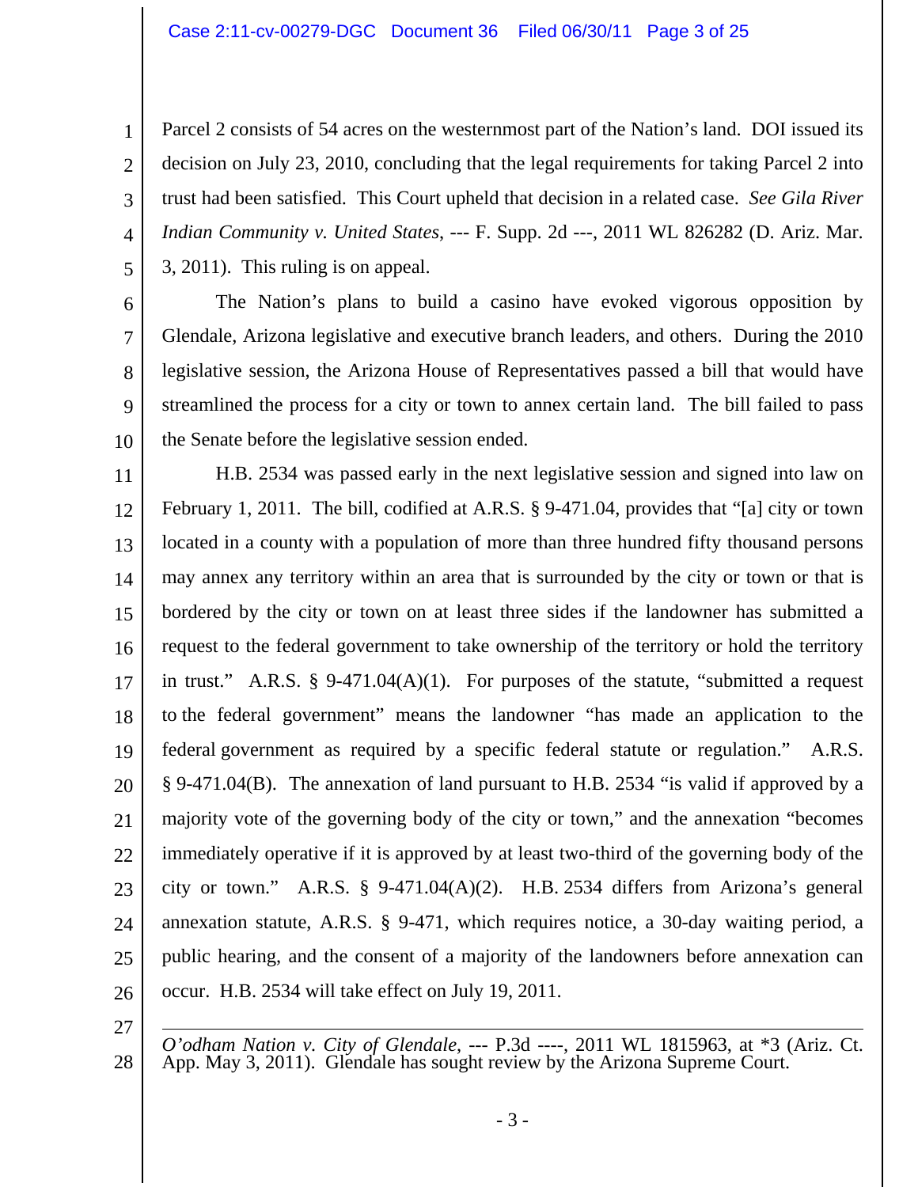Parcel 2 consists of 54 acres on the westernmost part of the Nation's land. DOI issued its decision on July 23, 2010, concluding that the legal requirements for taking Parcel 2 into trust had been satisfied. This Court upheld that decision in a related case. *See Gila River Indian Community v. United States*, --- F. Supp. 2d ---, 2011 WL 826282 (D. Ariz. Mar. 3, 2011). This ruling is on appeal.

The Nation's plans to build a casino have evoked vigorous opposition by Glendale, Arizona legislative and executive branch leaders, and others. During the 2010 legislative session, the Arizona House of Representatives passed a bill that would have streamlined the process for a city or town to annex certain land. The bill failed to pass the Senate before the legislative session ended.

H.B. 2534 was passed early in the next legislative session and signed into law on February 1, 2011. The bill, codified at A.R.S. § 9-471.04, provides that "[a] city or town located in a county with a population of more than three hundred fifty thousand persons may annex any territory within an area that is surrounded by the city or town or that is bordered by the city or town on at least three sides if the landowner has submitted a request to the federal government to take ownership of the territory or hold the territory in trust." A.R.S. § 9-471.04(A)(1). For purposes of the statute, "submitted a request to the federal government" means the landowner "has made an application to the federal government as required by a specific federal statute or regulation." A.R.S. § 9-471.04(B). The annexation of land pursuant to H.B. 2534 "is valid if approved by a majority vote of the governing body of the city or town," and the annexation "becomes immediately operative if it is approved by at least two-third of the governing body of the city or town." A.R.S. § 9-471.04(A)(2). H.B. 2534 differs from Arizona's general annexation statute, A.R.S. § 9-471, which requires notice, a 30-day waiting period, a public hearing, and the consent of a majority of the landowners before annexation can occur. H.B. 2534 will take effect on July 19, 2011.

---

*O'odham Nation v. City of Glendale*, --- P.3d ----, 2011 WL 1815963, at *3 (Ariz. Ct. App. May 3, 2011). Glendale has sought review by the Arizona Supreme Court.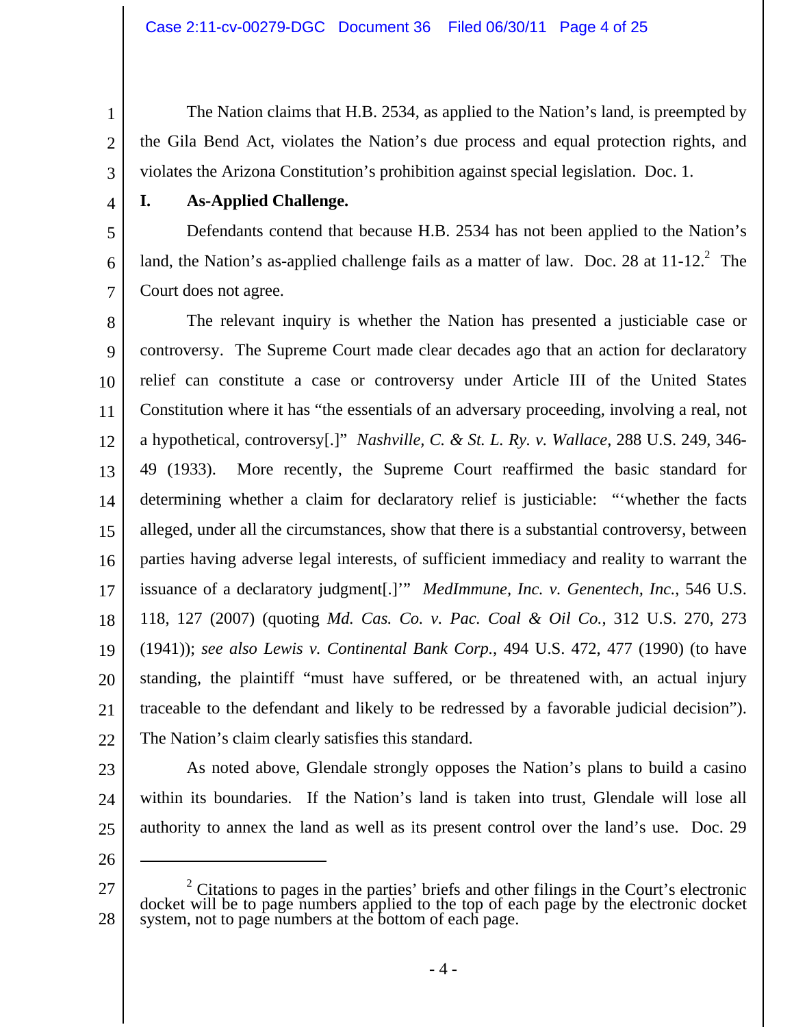The Nation claims that H.B. 2534, as applied to the Nation's land, is preempted by the Gila Bend Act, violates the Nation's due process and equal protection rights, and violates the Arizona Constitution's prohibition against special legislation. Doc. 1.

## I. As-Applied Challenge.

Defendants contend that because H.B. 2534 has not been applied to the Nation's land, the Nation's as-applied challenge fails as a matter of law. Doc. 28 at 11-12.[2] The Court does not agree.

The relevant inquiry is whether the Nation has presented a justiciable case or controversy. The Supreme Court made clear decades ago that an action for declaratory relief can constitute a case or controversy under Article III of the United States Constitution where it has "the essentials of an adversary proceeding, involving a real, not a hypothetical, controversy[.]" *Nashville, C. & St. L. Ry. v. Wallace*, 288 U.S. 249, 346-49 (1933). More recently, the Supreme Court reaffirmed the basic standard for determining whether a claim for declaratory relief is justiciable: "'whether the facts alleged, under all the circumstances, show that there is a substantial controversy, between parties having adverse legal interests, of sufficient immediacy and reality to warrant the issuance of a declaratory judgment[.]'" *MedImmune, Inc. v. Genentech, Inc.*, 546 U.S. 118, 127 (2007) (quoting *Md. Cas. Co. v. Pac. Coal & Oil Co.*, 312 U.S. 270, 273 (1941)); *see also Lewis v. Continental Bank Corp.*, 494 U.S. 472, 477 (1990) (to have standing, the plaintiff "must have suffered, or be threatened with, an actual injury traceable to the defendant and likely to be redressed by a favorable judicial decision"). The Nation's claim clearly satisfies this standard.

As noted above, Glendale strongly opposes the Nation's plans to build a casino within its boundaries. If the Nation's land is taken into trust, Glendale will lose all authority to annex the land as well as its present control over the land's use. Doc. 29

---

[2] Citations to pages in the parties' briefs and other filings in the Court's electronic docket will be to page numbers applied to the top of each page by the electronic docket system, not to page numbers at the bottom of each page.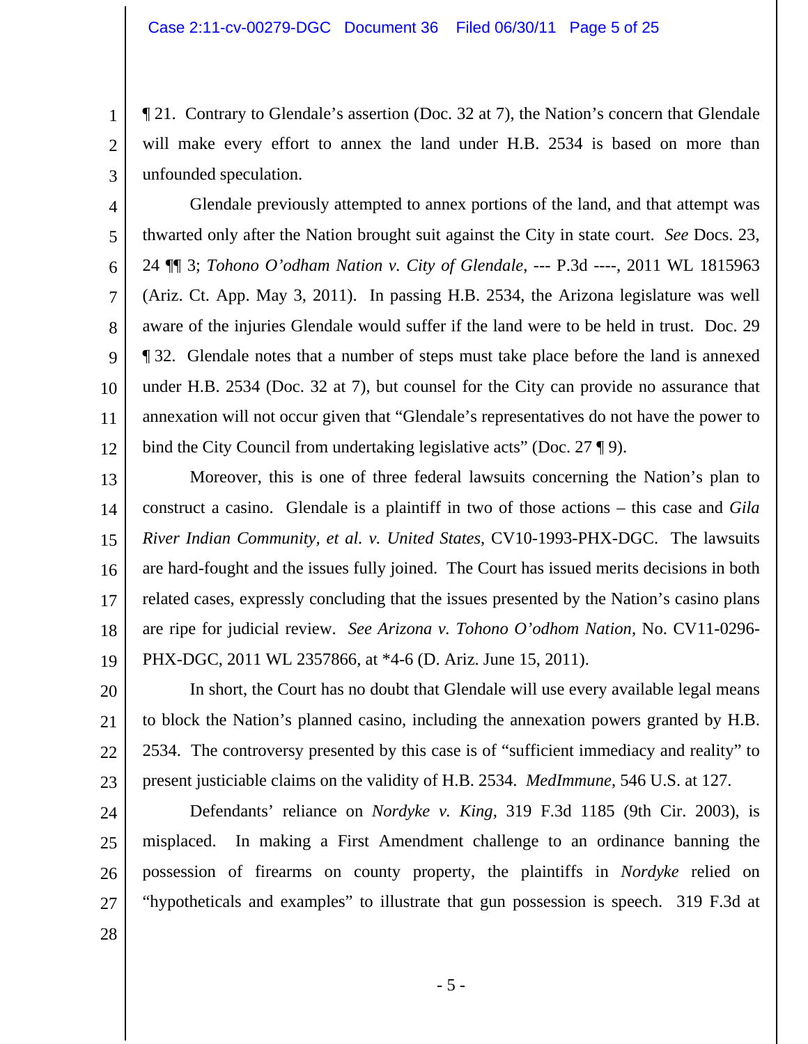¶ 21. Contrary to Glendale's assertion (Doc. 32 at 7), the Nation's concern that Glendale will make every effort to annex the land under H.B. 2534 is based on more than unfounded speculation.

Glendale previously attempted to annex portions of the land, and that attempt was thwarted only after the Nation brought suit against the City in state court. *See* Docs. 23, 24 ¶¶ 3; *Tohono O'odham Nation v. City of Glendale*, --- P.3d ----, 2011 WL 1815963 (Ariz. Ct. App. May 3, 2011). In passing H.B. 2534, the Arizona legislature was well aware of the injuries Glendale would suffer if the land were to be held in trust. Doc. 29 ¶ 32. Glendale notes that a number of steps must take place before the land is annexed under H.B. 2534 (Doc. 32 at 7), but counsel for the City can provide no assurance that annexation will not occur given that "Glendale's representatives do not have the power to bind the City Council from undertaking legislative acts" (Doc. 27 ¶ 9).

Moreover, this is one of three federal lawsuits concerning the Nation's plan to construct a casino. Glendale is a plaintiff in two of those actions – this case and *Gila River Indian Community, et al. v. United States*, CV10-1993-PHX-DGC. The lawsuits are hard-fought and the issues fully joined. The Court has issued merits decisions in both related cases, expressly concluding that the issues presented by the Nation's casino plans are ripe for judicial review. *See Arizona v. Tohono O'odhom Nation*, No. CV11-0296-PHX-DGC, 2011 WL 2357866, at *4-6 (D. Ariz. June 15, 2011).

In short, the Court has no doubt that Glendale will use every available legal means to block the Nation's planned casino, including the annexation powers granted by H.B. 2534. The controversy presented by this case is of "sufficient immediacy and reality" to present justiciable claims on the validity of H.B. 2534. *MedImmune*, 546 U.S. at 127.

Defendants' reliance on *Nordyke v. King*, 319 F.3d 1185 (9th Cir. 2003), is misplaced. In making a First Amendment challenge to an ordinance banning the possession of firearms on county property, the plaintiffs in *Nordyke* relied on "hypotheticals and examples" to illustrate that gun possession is speech. 319 F.3d at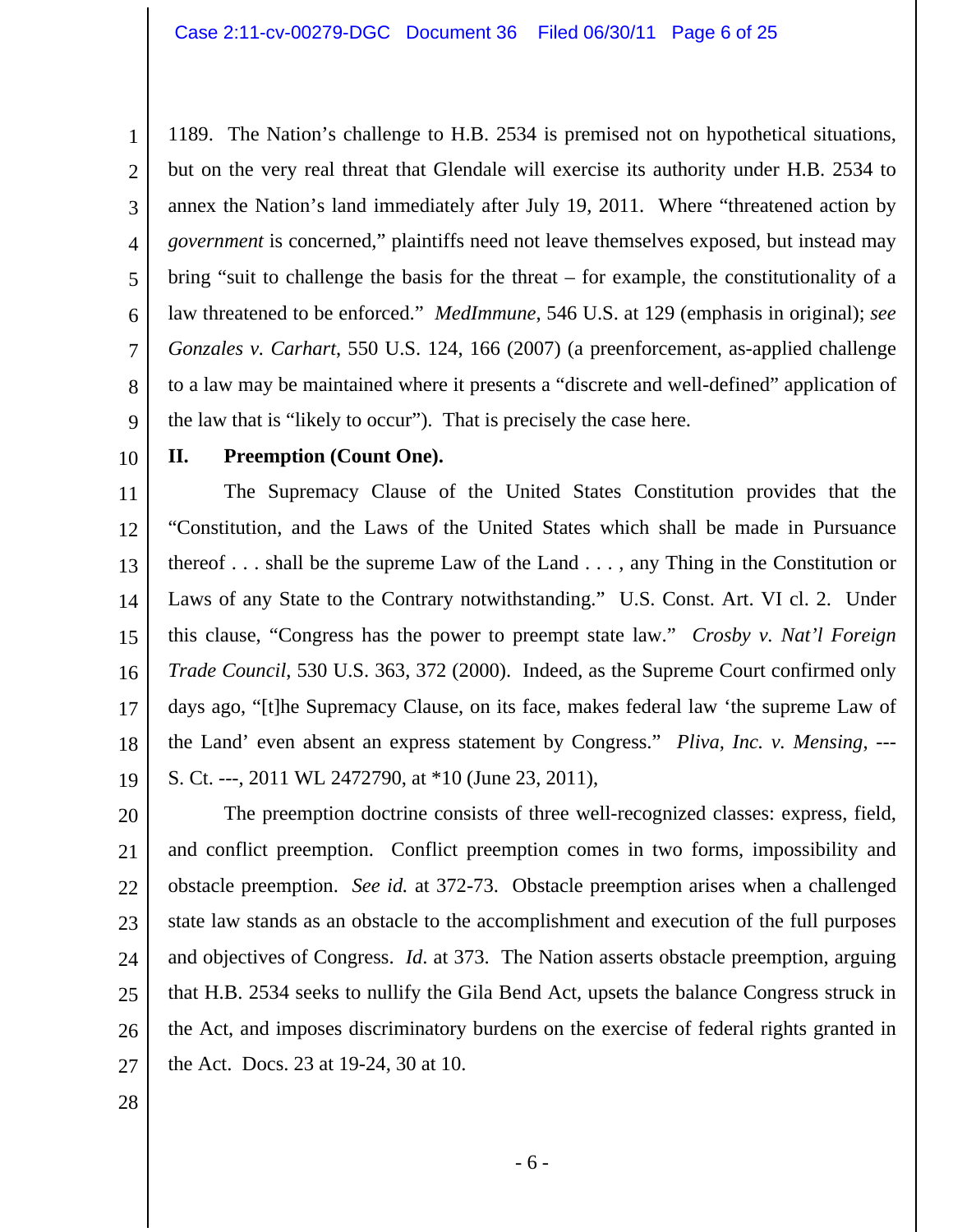1189. The Nation's challenge to H.B. 2534 is premised not on hypothetical situations, but on the very real threat that Glendale will exercise its authority under H.B. 2534 to annex the Nation's land immediately after July 19, 2011. Where "threatened action by *government* is concerned," plaintiffs need not leave themselves exposed, but instead may bring "suit to challenge the basis for the threat – for example, the constitutionality of a law threatened to be enforced." *MedImmune*, 546 U.S. at 129 (emphasis in original); *see Gonzales v. Carhart*, 550 U.S. 124, 166 (2007) (a preenforcement, as-applied challenge to a law may be maintained where it presents a "discrete and well-defined" application of the law that is "likely to occur"). That is precisely the case here.

## II. Preemption (Count One).

The Supremacy Clause of the United States Constitution provides that the "Constitution, and the Laws of the United States which shall be made in Pursuance thereof . . . shall be the supreme Law of the Land . . . , any Thing in the Constitution or Laws of any State to the Contrary notwithstanding." U.S. Const. Art. VI cl. 2. Under this clause, "Congress has the power to preempt state law." *Crosby v. Nat'l Foreign Trade Council*, 530 U.S. 363, 372 (2000). Indeed, as the Supreme Court confirmed only days ago, "[t]he Supremacy Clause, on its face, makes federal law 'the supreme Law of the Land' even absent an express statement by Congress." *Pliva, Inc. v. Mensing*, --- S. Ct. ---, 2011 WL 2472790, at *10 (June 23, 2011),

The preemption doctrine consists of three well-recognized classes: express, field, and conflict preemption. Conflict preemption comes in two forms, impossibility and obstacle preemption. *See id.* at 372-73. Obstacle preemption arises when a challenged state law stands as an obstacle to the accomplishment and execution of the full purposes and objectives of Congress. *Id*. at 373. The Nation asserts obstacle preemption, arguing that H.B. 2534 seeks to nullify the Gila Bend Act, upsets the balance Congress struck in the Act, and imposes discriminatory burdens on the exercise of federal rights granted in the Act. Docs. 23 at 19-24, 30 at 10.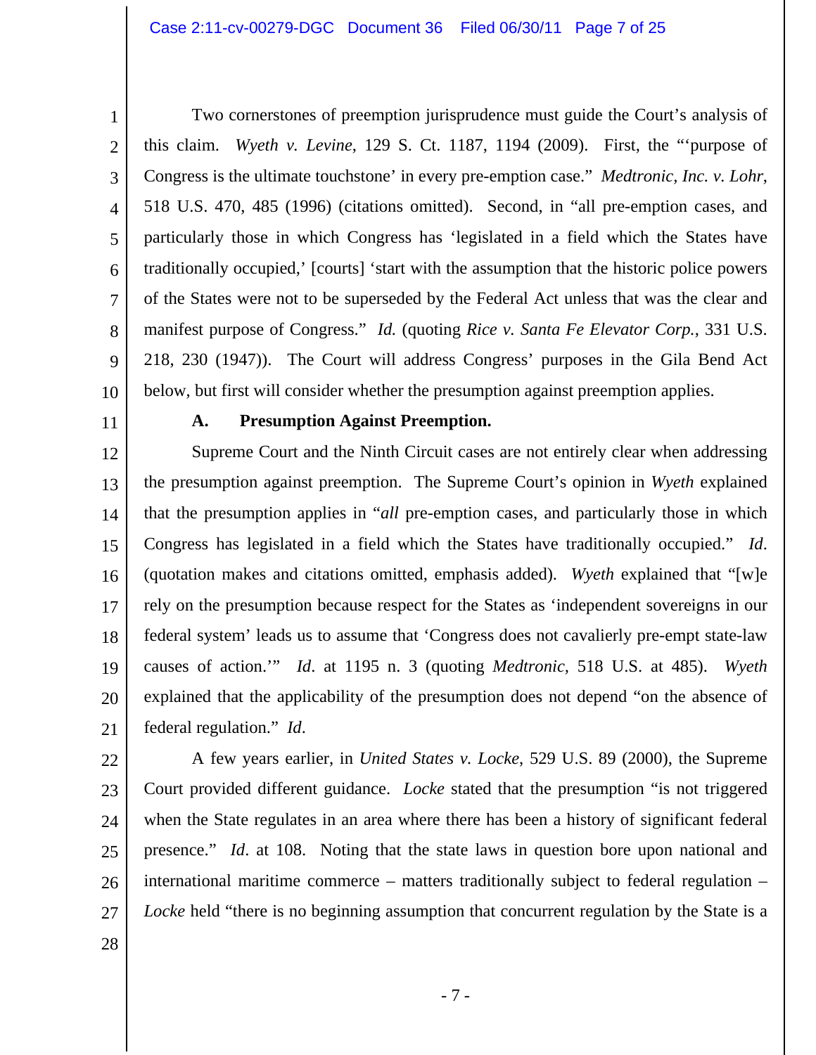Two cornerstones of preemption jurisprudence must guide the Court's analysis of this claim. *Wyeth v. Levine*, 129 S. Ct. 1187, 1194 (2009). First, the "'purpose of Congress is the ultimate touchstone' in every pre-emption case." *Medtronic, Inc. v. Lohr*, 518 U.S. 470, 485 (1996) (citations omitted). Second, in "all pre-emption cases, and particularly those in which Congress has 'legislated in a field which the States have traditionally occupied,' [courts] 'start with the assumption that the historic police powers of the States were not to be superseded by the Federal Act unless that was the clear and manifest purpose of Congress." *Id.* (quoting *Rice v. Santa Fe Elevator Corp.*, 331 U.S. 218, 230 (1947)). The Court will address Congress' purposes in the Gila Bend Act below, but first will consider whether the presumption against preemption applies.

### A. Presumption Against Preemption.

Supreme Court and the Ninth Circuit cases are not entirely clear when addressing the presumption against preemption. The Supreme Court's opinion in *Wyeth* explained that the presumption applies in "*all* pre-emption cases, and particularly those in which Congress has legislated in a field which the States have traditionally occupied." *Id*. (quotation makes and citations omitted, emphasis added). *Wyeth* explained that "[w]e rely on the presumption because respect for the States as 'independent sovereigns in our federal system' leads us to assume that 'Congress does not cavalierly pre-empt state-law causes of action.'" *Id*. at 1195 n. 3 (quoting *Medtronic,* 518 U.S. at 485). *Wyeth* explained that the applicability of the presumption does not depend "on the absence of federal regulation." *Id*.

A few years earlier, in *United States v. Locke*, 529 U.S. 89 (2000), the Supreme Court provided different guidance. *Locke* stated that the presumption "is not triggered when the State regulates in an area where there has been a history of significant federal presence." *Id*. at 108. Noting that the state laws in question bore upon national and international maritime commerce – matters traditionally subject to federal regulation – *Locke* held "there is no beginning assumption that concurrent regulation by the State is a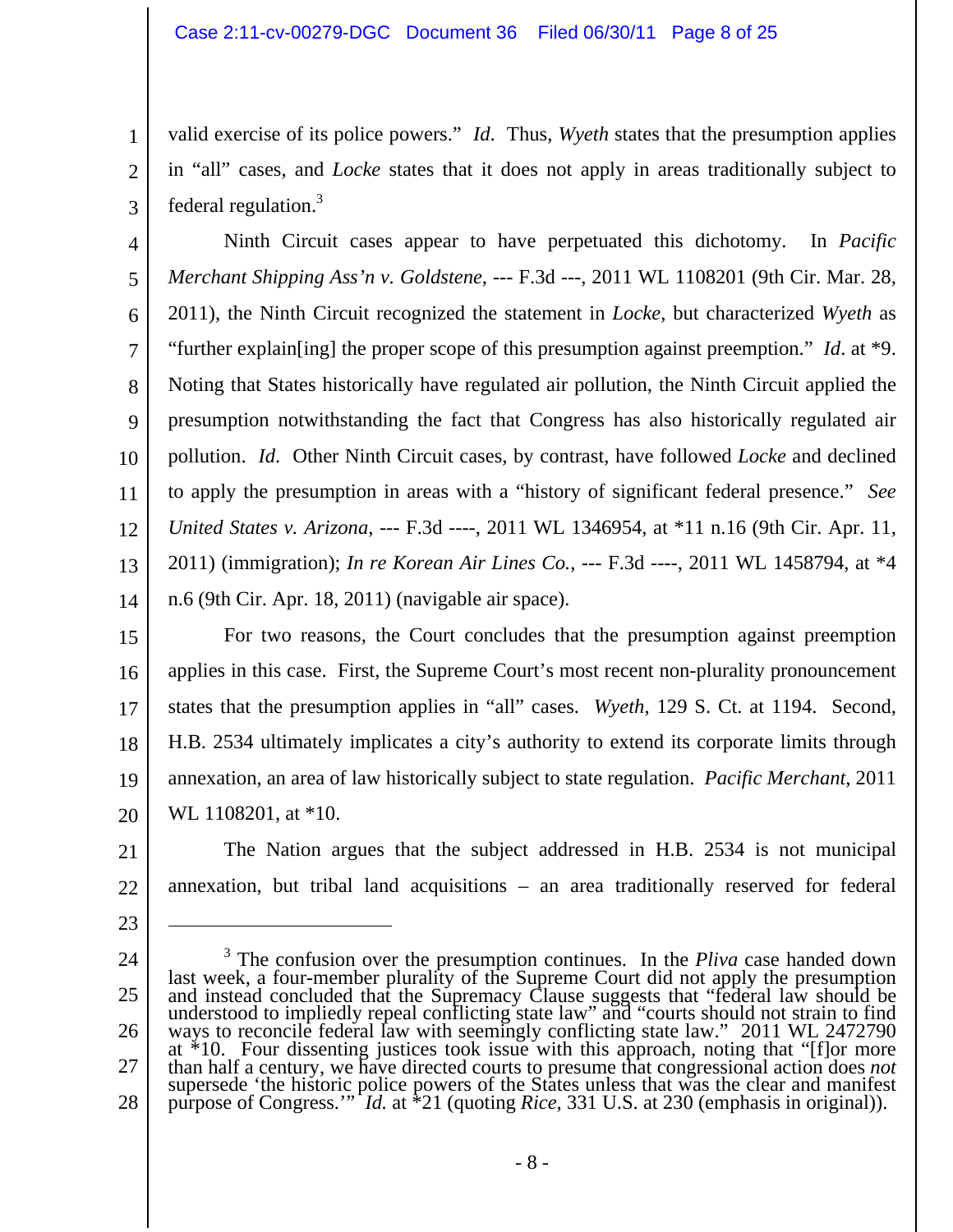valid exercise of its police powers." *Id.* Thus, *Wyeth* states that the presumption applies in "all" cases, and *Locke* states that it does not apply in areas traditionally subject to federal regulation.[3]

Ninth Circuit cases appear to have perpetuated this dichotomy. In *Pacific Merchant Shipping Ass'n v. Goldstene*, --- F.3d ---, 2011 WL 1108201 (9th Cir. Mar. 28, 2011), the Ninth Circuit recognized the statement in *Locke*, but characterized *Wyeth* as "further explain[ing] the proper scope of this presumption against preemption." *Id.* at *9. Noting that States historically have regulated air pollution, the Ninth Circuit applied the presumption notwithstanding the fact that Congress has also historically regulated air pollution. *Id.* Other Ninth Circuit cases, by contrast, have followed *Locke* and declined to apply the presumption in areas with a "history of significant federal presence." *See United States v. Arizona*, --- F.3d ----, 2011 WL 1346954, at *11 n.16 (9th Cir. Apr. 11, 2011) (immigration); *In re Korean Air Lines Co.*, --- F.3d ----, 2011 WL 1458794, at *4 n.6 (9th Cir. Apr. 18, 2011) (navigable air space).

For two reasons, the Court concludes that the presumption against preemption applies in this case. First, the Supreme Court's most recent non-plurality pronouncement states that the presumption applies in "all" cases. *Wyeth*, 129 S. Ct. at 1194. Second, H.B. 2534 ultimately implicates a city's authority to extend its corporate limits through annexation, an area of law historically subject to state regulation. *Pacific Merchant*, 2011 WL 1108201, at *10.

The Nation argues that the subject addressed in H.B. 2534 is not municipal annexation, but tribal land acquisitions – an area traditionally reserved for federal

---

[3] The confusion over the presumption continues. In the *Pliva* case handed down last week, a four-member plurality of the Supreme Court did not apply the presumption and instead concluded that the Supremacy Clause suggests that "federal law should be understood to impliedly repeal conflicting state law" and "courts should not strain to find ways to reconcile federal law with seemingly conflicting state law." 2011 WL 2472790 at *10. Four dissenting justices took issue with this approach, noting that "[f]or more than half a century, we have directed courts to presume that congressional action does *not* supersede 'the historic police powers of the States unless that was the clear and manifest purpose of Congress.'" *Id.* at *21 (quoting *Rice*, 331 U.S. at 230 (emphasis in original)).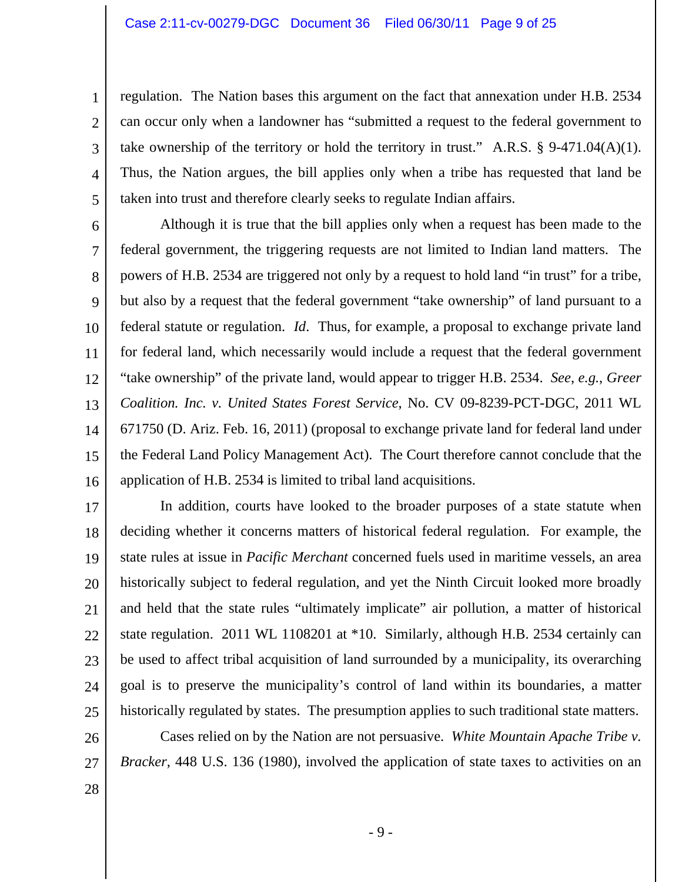regulation. The Nation bases this argument on the fact that annexation under H.B. 2534 can occur only when a landowner has "submitted a request to the federal government to take ownership of the territory or hold the territory in trust." A.R.S. § 9-471.04(A)(1). Thus, the Nation argues, the bill applies only when a tribe has requested that land be taken into trust and therefore clearly seeks to regulate Indian affairs.

Although it is true that the bill applies only when a request has been made to the federal government, the triggering requests are not limited to Indian land matters. The powers of H.B. 2534 are triggered not only by a request to hold land "in trust" for a tribe, but also by a request that the federal government "take ownership" of land pursuant to a federal statute or regulation. *Id*. Thus, for example, a proposal to exchange private land for federal land, which necessarily would include a request that the federal government "take ownership" of the private land, would appear to trigger H.B. 2534. *See*, *e.g.*, *Greer Coalition. Inc. v. United States Forest Service*, No. CV 09-8239-PCT-DGC, 2011 WL 671750 (D. Ariz. Feb. 16, 2011) (proposal to exchange private land for federal land under the Federal Land Policy Management Act). The Court therefore cannot conclude that the application of H.B. 2534 is limited to tribal land acquisitions.

In addition, courts have looked to the broader purposes of a state statute when deciding whether it concerns matters of historical federal regulation. For example, the state rules at issue in *Pacific Merchant* concerned fuels used in maritime vessels, an area historically subject to federal regulation, and yet the Ninth Circuit looked more broadly and held that the state rules "ultimately implicate" air pollution, a matter of historical state regulation. 2011 WL 1108201 at *10. Similarly, although H.B. 2534 certainly can be used to affect tribal acquisition of land surrounded by a municipality, its overarching goal is to preserve the municipality's control of land within its boundaries, a matter historically regulated by states. The presumption applies to such traditional state matters.

Cases relied on by the Nation are not persuasive. *White Mountain Apache Tribe v. Bracker*, 448 U.S. 136 (1980), involved the application of state taxes to activities on an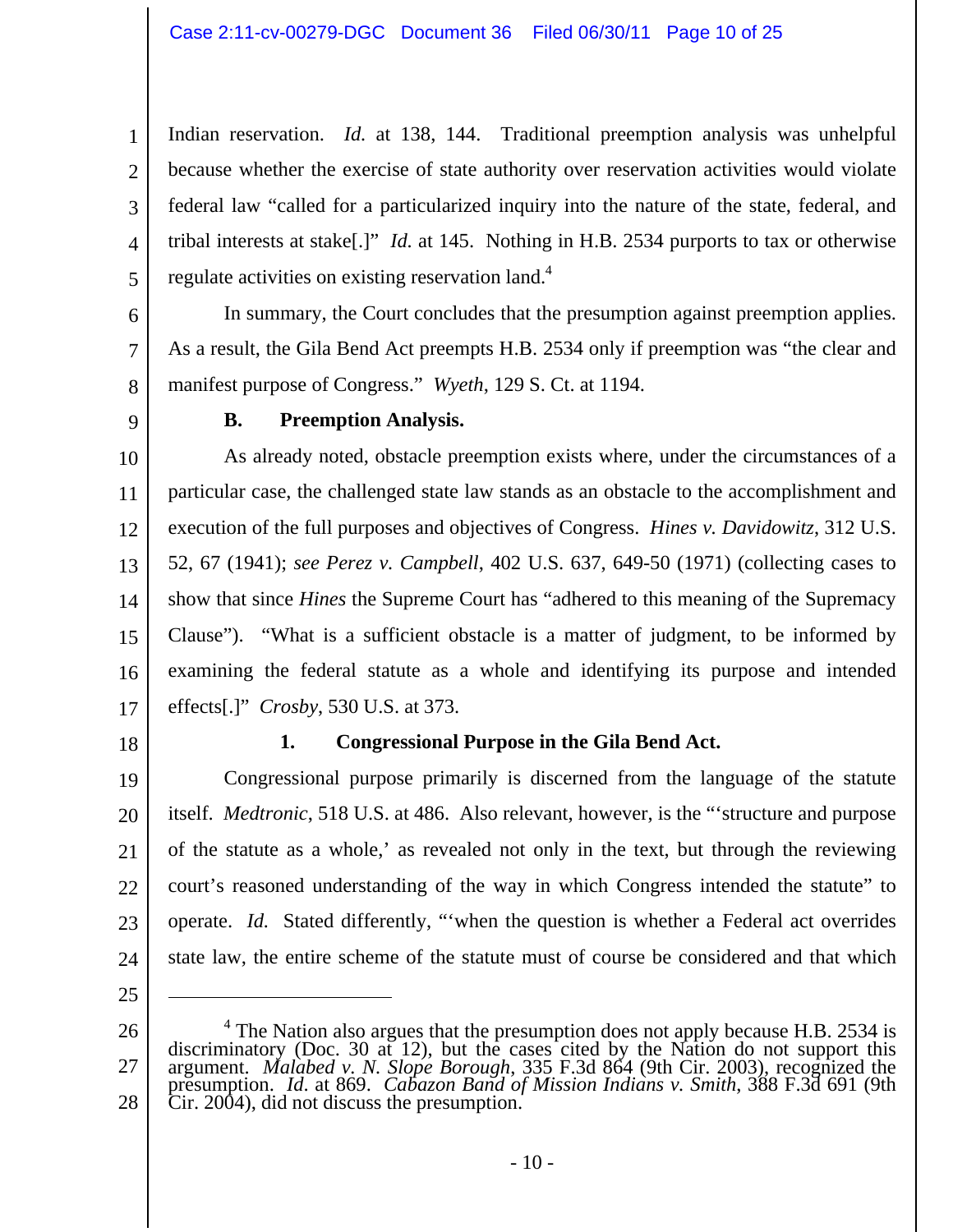Indian reservation. *Id.* at 138, 144. Traditional preemption analysis was unhelpful because whether the exercise of state authority over reservation activities would violate federal law "called for a particularized inquiry into the nature of the state, federal, and tribal interests at stake[.]" *Id.* at 145. Nothing in H.B. 2534 purports to tax or otherwise regulate activities on existing reservation land.[4]

In summary, the Court concludes that the presumption against preemption applies. As a result, the Gila Bend Act preempts H.B. 2534 only if preemption was "the clear and manifest purpose of Congress." *Wyeth*, 129 S. Ct. at 1194.

**B. Preemption Analysis.**

As already noted, obstacle preemption exists where, under the circumstances of a particular case, the challenged state law stands as an obstacle to the accomplishment and execution of the full purposes and objectives of Congress. *Hines v. Davidowitz*, 312 U.S. 52, 67 (1941); *see Perez v. Campbell*, 402 U.S. 637, 649-50 (1971) (collecting cases to show that since *Hines* the Supreme Court has "adhered to this meaning of the Supremacy Clause"). "What is a sufficient obstacle is a matter of judgment, to be informed by examining the federal statute as a whole and identifying its purpose and intended effects[.]" *Crosby*, 530 U.S. at 373.

**1. Congressional Purpose in the Gila Bend Act.**

Congressional purpose primarily is discerned from the language of the statute itself. *Medtronic*, 518 U.S. at 486. Also relevant, however, is the "'structure and purpose of the statute as a whole,' as revealed not only in the text, but through the reviewing court's reasoned understanding of the way in which Congress intended the statute" to operate. *Id.* Stated differently, "'when the question is whether a Federal act overrides state law, the entire scheme of the statute must of course be considered and that which

---

[4] The Nation also argues that the presumption does not apply because H.B. 2534 is discriminatory (Doc. 30 at 12), but the cases cited by the Nation do not support this argument. *Malabed v. N. Slope Borough*, 335 F.3d 864 (9th Cir. 2003), recognized the presumption. *Id.* at 869. *Cabazon Band of Mission Indians v. Smith*, 388 F.3d 691 (9th Cir. 2004), did not discuss the presumption.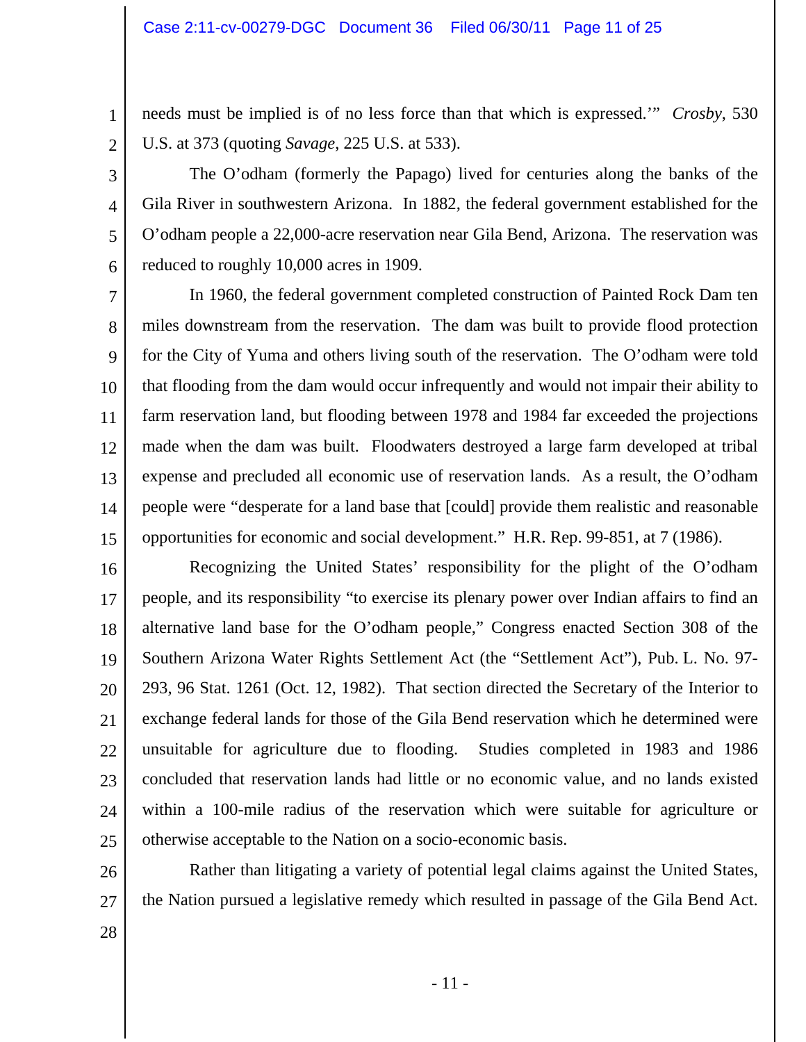needs must be implied is of no less force than that which is expressed.'" *Crosby*, 530 U.S. at 373 (quoting *Savage*, 225 U.S. at 533).

The O'odham (formerly the Papago) lived for centuries along the banks of the Gila River in southwestern Arizona. In 1882, the federal government established for the O'odham people a 22,000-acre reservation near Gila Bend, Arizona. The reservation was reduced to roughly 10,000 acres in 1909.

In 1960, the federal government completed construction of Painted Rock Dam ten miles downstream from the reservation. The dam was built to provide flood protection for the City of Yuma and others living south of the reservation. The O'odham were told that flooding from the dam would occur infrequently and would not impair their ability to farm reservation land, but flooding between 1978 and 1984 far exceeded the projections made when the dam was built. Floodwaters destroyed a large farm developed at tribal expense and precluded all economic use of reservation lands. As a result, the O'odham people were "desperate for a land base that [could] provide them realistic and reasonable opportunities for economic and social development." H.R. Rep. 99-851, at 7 (1986).

Recognizing the United States' responsibility for the plight of the O'odham people, and its responsibility "to exercise its plenary power over Indian affairs to find an alternative land base for the O'odham people," Congress enacted Section 308 of the Southern Arizona Water Rights Settlement Act (the "Settlement Act"), Pub. L. No. 97-293, 96 Stat. 1261 (Oct. 12, 1982). That section directed the Secretary of the Interior to exchange federal lands for those of the Gila Bend reservation which he determined were unsuitable for agriculture due to flooding. Studies completed in 1983 and 1986 concluded that reservation lands had little or no economic value, and no lands existed within a 100-mile radius of the reservation which were suitable for agriculture or otherwise acceptable to the Nation on a socio-economic basis.

Rather than litigating a variety of potential legal claims against the United States, the Nation pursued a legislative remedy which resulted in passage of the Gila Bend Act.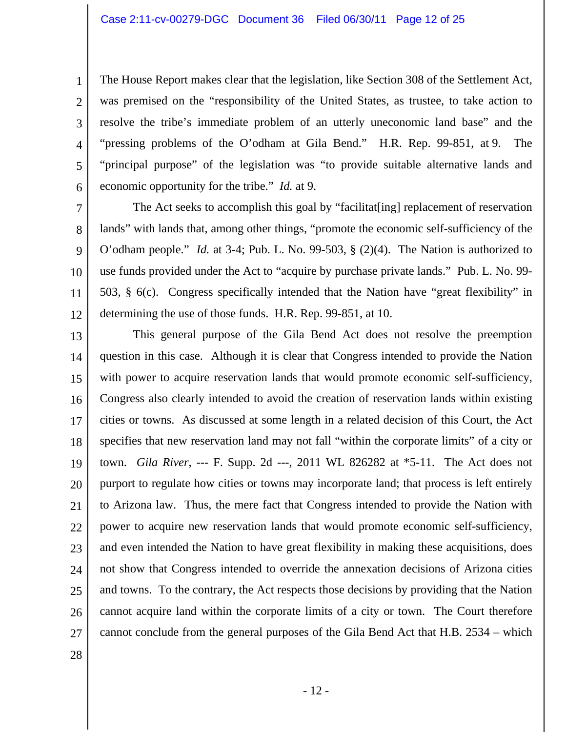The House Report makes clear that the legislation, like Section 308 of the Settlement Act, was premised on the "responsibility of the United States, as trustee, to take action to resolve the tribe's immediate problem of an utterly uneconomic land base" and the "pressing problems of the O'odham at Gila Bend." H.R. Rep. 99-851, at 9. The "principal purpose" of the legislation was "to provide suitable alternative lands and economic opportunity for the tribe." *Id.* at 9.

The Act seeks to accomplish this goal by "facilitat[ing] replacement of reservation lands" with lands that, among other things, "promote the economic self-sufficiency of the O'odham people." *Id.* at 3-4; Pub. L. No. 99-503, § (2)(4). The Nation is authorized to use funds provided under the Act to "acquire by purchase private lands." Pub. L. No. 99-503, § 6(c). Congress specifically intended that the Nation have "great flexibility" in determining the use of those funds. H.R. Rep. 99-851, at 10.

This general purpose of the Gila Bend Act does not resolve the preemption question in this case. Although it is clear that Congress intended to provide the Nation with power to acquire reservation lands that would promote economic self-sufficiency, Congress also clearly intended to avoid the creation of reservation lands within existing cities or towns. As discussed at some length in a related decision of this Court, the Act specifies that new reservation land may not fall "within the corporate limits" of a city or town. *Gila River*, --- F. Supp. 2d ---, 2011 WL 826282 at *5-11. The Act does not purport to regulate how cities or towns may incorporate land; that process is left entirely to Arizona law. Thus, the mere fact that Congress intended to provide the Nation with power to acquire new reservation lands that would promote economic self-sufficiency, and even intended the Nation to have great flexibility in making these acquisitions, does not show that Congress intended to override the annexation decisions of Arizona cities and towns. To the contrary, the Act respects those decisions by providing that the Nation cannot acquire land within the corporate limits of a city or town. The Court therefore cannot conclude from the general purposes of the Gila Bend Act that H.B. 2534 – which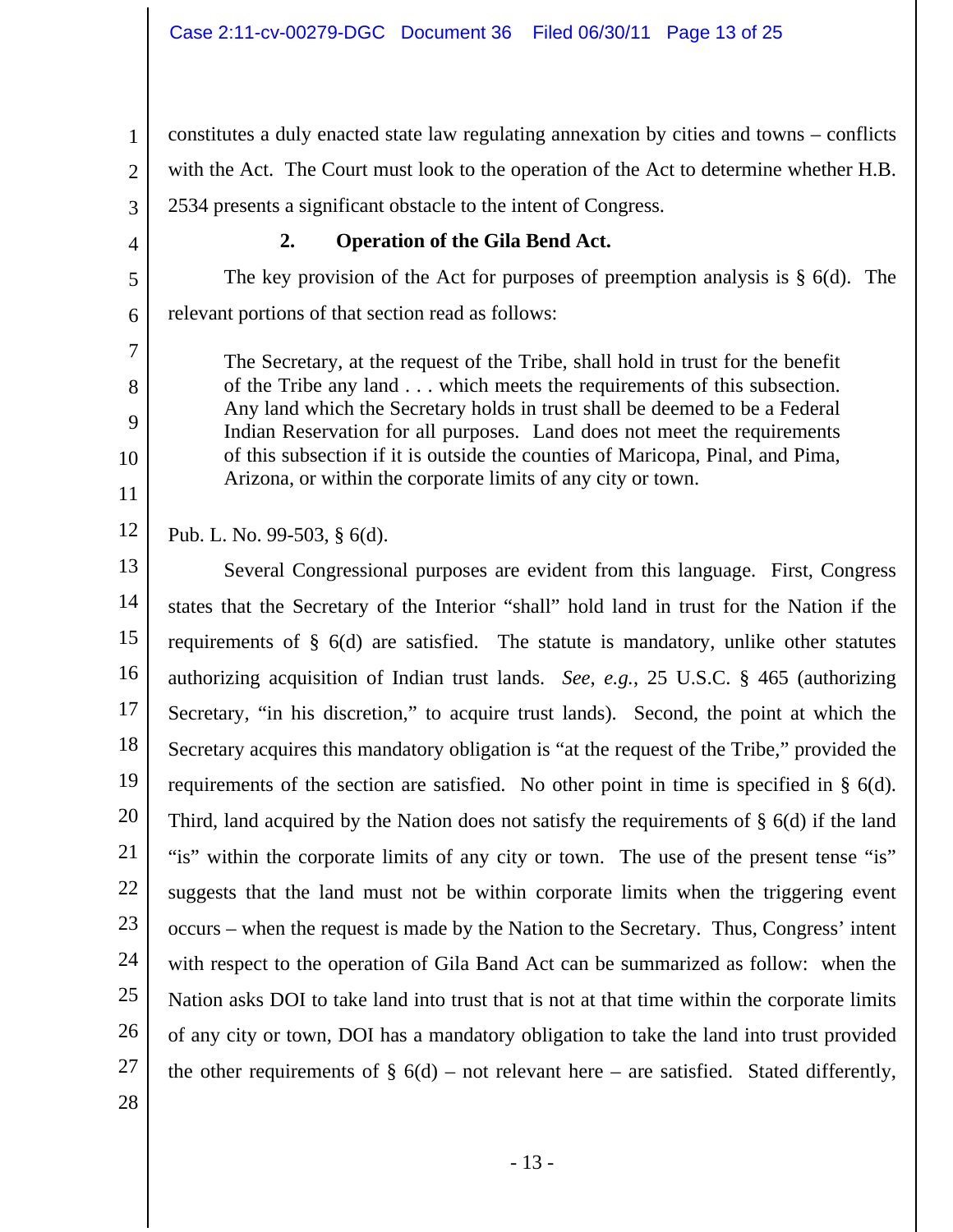constitutes a duly enacted state law regulating annexation by cities and towns – conflicts with the Act. The Court must look to the operation of the Act to determine whether H.B. 2534 presents a significant obstacle to the intent of Congress.

### 2. Operation of the Gila Bend Act.

The key provision of the Act for purposes of preemption analysis is § 6(d). The relevant portions of that section read as follows:

> The Secretary, at the request of the Tribe, shall hold in trust for the benefit of the Tribe any land . . . which meets the requirements of this subsection. Any land which the Secretary holds in trust shall be deemed to be a Federal Indian Reservation for all purposes. Land does not meet the requirements of this subsection if it is outside the counties of Maricopa, Pinal, and Pima, Arizona, or within the corporate limits of any city or town.

Pub. L. No. 99-503, § 6(d).

Several Congressional purposes are evident from this language. First, Congress states that the Secretary of the Interior "shall" hold land in trust for the Nation if the requirements of § 6(d) are satisfied. The statute is mandatory, unlike other statutes authorizing acquisition of Indian trust lands. *See*, *e.g.*, 25 U.S.C. § 465 (authorizing Secretary, "in his discretion," to acquire trust lands). Second, the point at which the Secretary acquires this mandatory obligation is "at the request of the Tribe," provided the requirements of the section are satisfied. No other point in time is specified in § 6(d). Third, land acquired by the Nation does not satisfy the requirements of § 6(d) if the land "is" within the corporate limits of any city or town. The use of the present tense "is" suggests that the land must not be within corporate limits when the triggering event occurs – when the request is made by the Nation to the Secretary. Thus, Congress' intent with respect to the operation of Gila Band Act can be summarized as follow: when the Nation asks DOI to take land into trust that is not at that time within the corporate limits of any city or town, DOI has a mandatory obligation to take the land into trust provided the other requirements of § 6(d) – not relevant here – are satisfied. Stated differently,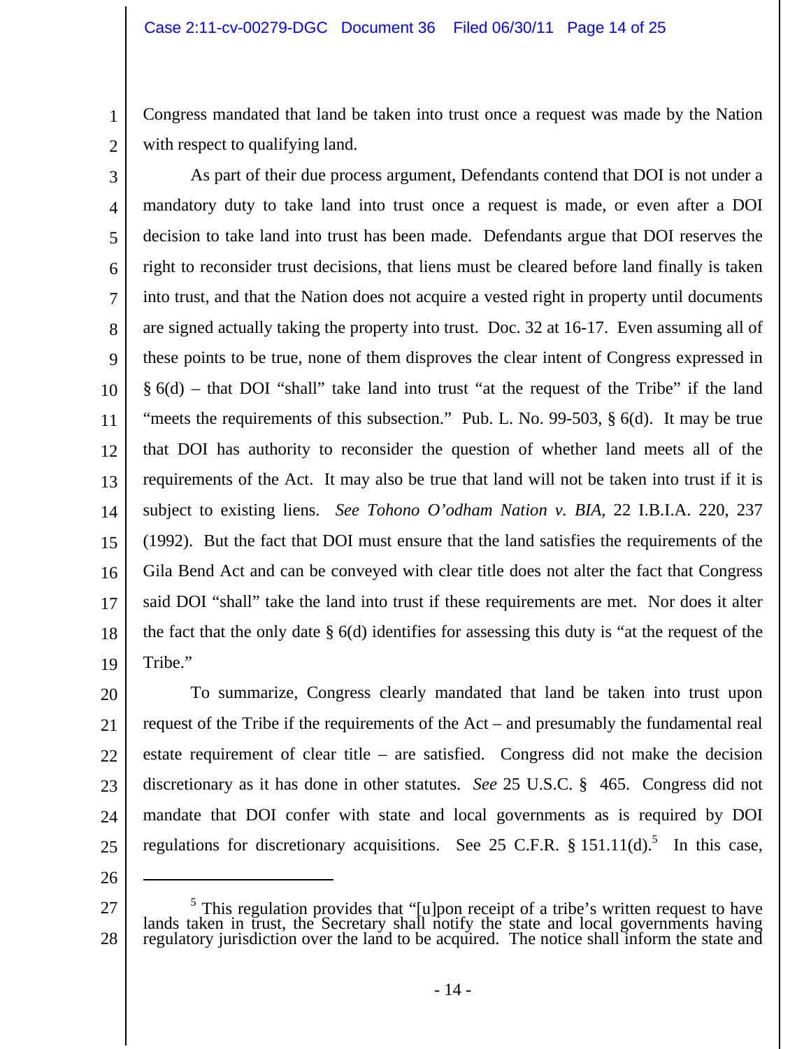Congress mandated that land be taken into trust once a request was made by the Nation with respect to qualifying land.

As part of their due process argument, Defendants contend that DOI is not under a mandatory duty to take land into trust once a request is made, or even after a DOI decision to take land into trust has been made. Defendants argue that DOI reserves the right to reconsider trust decisions, that liens must be cleared before land finally is taken into trust, and that the Nation does not acquire a vested right in property until documents are signed actually taking the property into trust. Doc. 32 at 16-17. Even assuming all of these points to be true, none of them disproves the clear intent of Congress expressed in § 6(d) – that DOI "shall" take land into trust "at the request of the Tribe" if the land "meets the requirements of this subsection." Pub. L. No. 99-503, § 6(d). It may be true that DOI has authority to reconsider the question of whether land meets all of the requirements of the Act. It may also be true that land will not be taken into trust if it is subject to existing liens. *See Tohono O'odham Nation v. BIA*, 22 I.B.I.A. 220, 237 (1992). But the fact that DOI must ensure that the land satisfies the requirements of the Gila Bend Act and can be conveyed with clear title does not alter the fact that Congress said DOI "shall" take the land into trust if these requirements are met. Nor does it alter the fact that the only date § 6(d) identifies for assessing this duty is "at the request of the Tribe."

To summarize, Congress clearly mandated that land be taken into trust upon request of the Tribe if the requirements of the Act – and presumably the fundamental real estate requirement of clear title – are satisfied. Congress did not make the decision discretionary as it has done in other statutes. *See* 25 U.S.C. § 465. Congress did not mandate that DOI confer with state and local governments as is required by DOI regulations for discretionary acquisitions. See 25 C.F.R. § 151.11(d).[5] In this case,

---

[5] This regulation provides that "[u]pon receipt of a tribe's written request to have lands taken in trust, the Secretary shall notify the state and local governments having regulatory jurisdiction over the land to be acquired. The notice shall inform the state and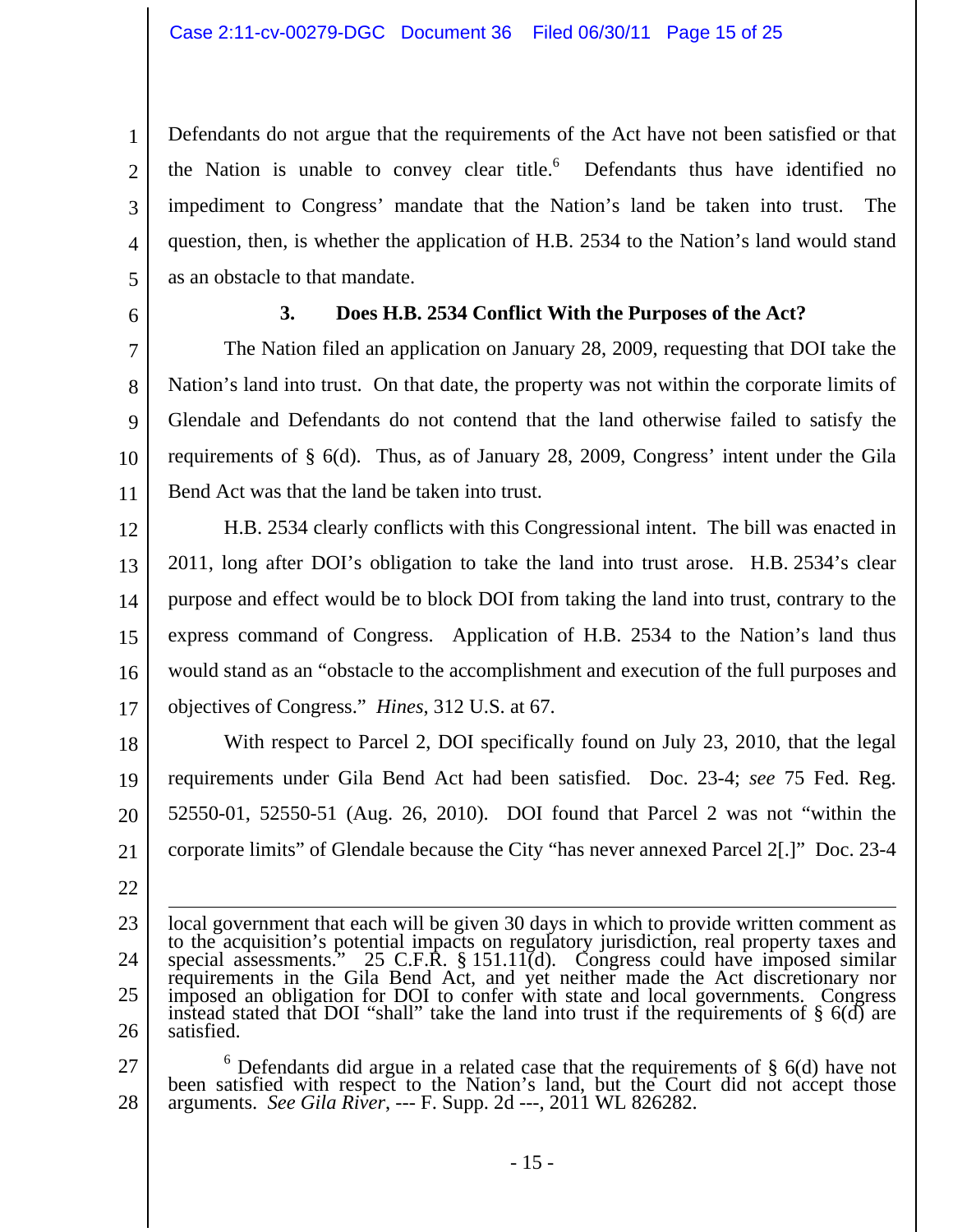Defendants do not argue that the requirements of the Act have not been satisfied or that the Nation is unable to convey clear title.[6] Defendants thus have identified no impediment to Congress' mandate that the Nation's land be taken into trust. The question, then, is whether the application of H.B. 2534 to the Nation's land would stand as an obstacle to that mandate.

### 3. Does H.B. 2534 Conflict With the Purposes of the Act?

The Nation filed an application on January 28, 2009, requesting that DOI take the Nation's land into trust. On that date, the property was not within the corporate limits of Glendale and Defendants do not contend that the land otherwise failed to satisfy the requirements of § 6(d). Thus, as of January 28, 2009, Congress' intent under the Gila Bend Act was that the land be taken into trust.

H.B. 2534 clearly conflicts with this Congressional intent. The bill was enacted in 2011, long after DOI's obligation to take the land into trust arose. H.B. 2534's clear purpose and effect would be to block DOI from taking the land into trust, contrary to the express command of Congress. Application of H.B. 2534 to the Nation's land thus would stand as an "obstacle to the accomplishment and execution of the full purposes and objectives of Congress." *Hines*, 312 U.S. at 67.

With respect to Parcel 2, DOI specifically found on July 23, 2010, that the legal requirements under Gila Bend Act had been satisfied. Doc. 23-4; *see* 75 Fed. Reg. 52550-01, 52550-51 (Aug. 26, 2010). DOI found that Parcel 2 was not "within the corporate limits" of Glendale because the City "has never annexed Parcel 2[.]" Doc. 23-4

---

local government that each will be given 30 days in which to provide written comment as to the acquisition's potential impacts on regulatory jurisdiction, real property taxes and special assessments." 25 C.F.R. § 151.11(d). Congress could have imposed similar requirements in the Gila Bend Act, and yet neither made the Act discretionary nor imposed an obligation for DOI to confer with state and local governments. Congress instead stated that DOI "shall" take the land into trust if the requirements of § 6(d) are satisfied.

[6] Defendants did argue in a related case that the requirements of § 6(d) have not been satisfied with respect to the Nation's land, but the Court did not accept those arguments. *See Gila River*, --- F. Supp. 2d ---, 2011 WL 826282.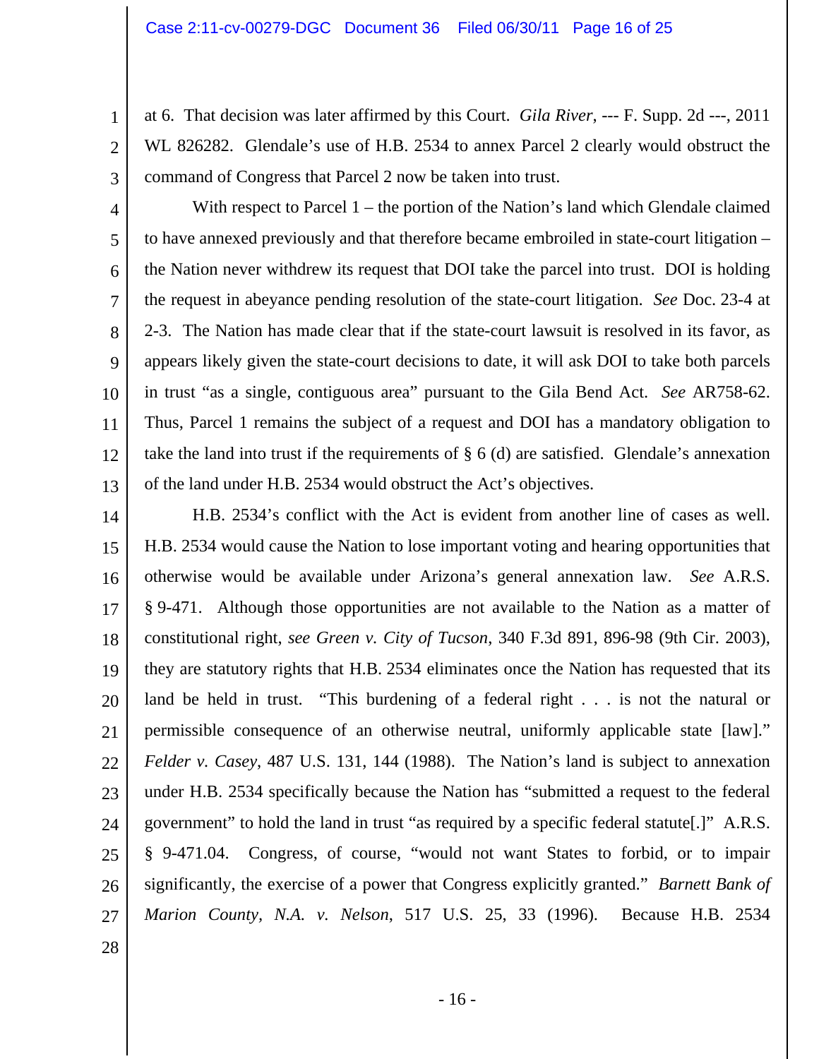at 6. That decision was later affirmed by this Court. *Gila River*, --- F. Supp. 2d ---, 2011 WL 826282. Glendale's use of H.B. 2534 to annex Parcel 2 clearly would obstruct the command of Congress that Parcel 2 now be taken into trust.

With respect to Parcel 1 – the portion of the Nation's land which Glendale claimed to have annexed previously and that therefore became embroiled in state-court litigation – the Nation never withdrew its request that DOI take the parcel into trust. DOI is holding the request in abeyance pending resolution of the state-court litigation. *See* Doc. 23-4 at 2-3. The Nation has made clear that if the state-court lawsuit is resolved in its favor, as appears likely given the state-court decisions to date, it will ask DOI to take both parcels in trust "as a single, contiguous area" pursuant to the Gila Bend Act. *See* AR758-62. Thus, Parcel 1 remains the subject of a request and DOI has a mandatory obligation to take the land into trust if the requirements of § 6 (d) are satisfied. Glendale's annexation of the land under H.B. 2534 would obstruct the Act's objectives.

H.B. 2534's conflict with the Act is evident from another line of cases as well. H.B. 2534 would cause the Nation to lose important voting and hearing opportunities that otherwise would be available under Arizona's general annexation law. *See* A.R.S. § 9-471. Although those opportunities are not available to the Nation as a matter of constitutional right, *see Green v. City of Tucson*, 340 F.3d 891, 896-98 (9th Cir. 2003), they are statutory rights that H.B. 2534 eliminates once the Nation has requested that its land be held in trust. "This burdening of a federal right . . . is not the natural or permissible consequence of an otherwise neutral, uniformly applicable state [law]." *Felder v. Casey*, 487 U.S. 131, 144 (1988). The Nation's land is subject to annexation under H.B. 2534 specifically because the Nation has "submitted a request to the federal government" to hold the land in trust "as required by a specific federal statute[.]" A.R.S. § 9-471.04. Congress, of course, "would not want States to forbid, or to impair significantly, the exercise of a power that Congress explicitly granted." *Barnett Bank of Marion County, N.A. v. Nelson*, 517 U.S. 25, 33 (1996). Because H.B. 2534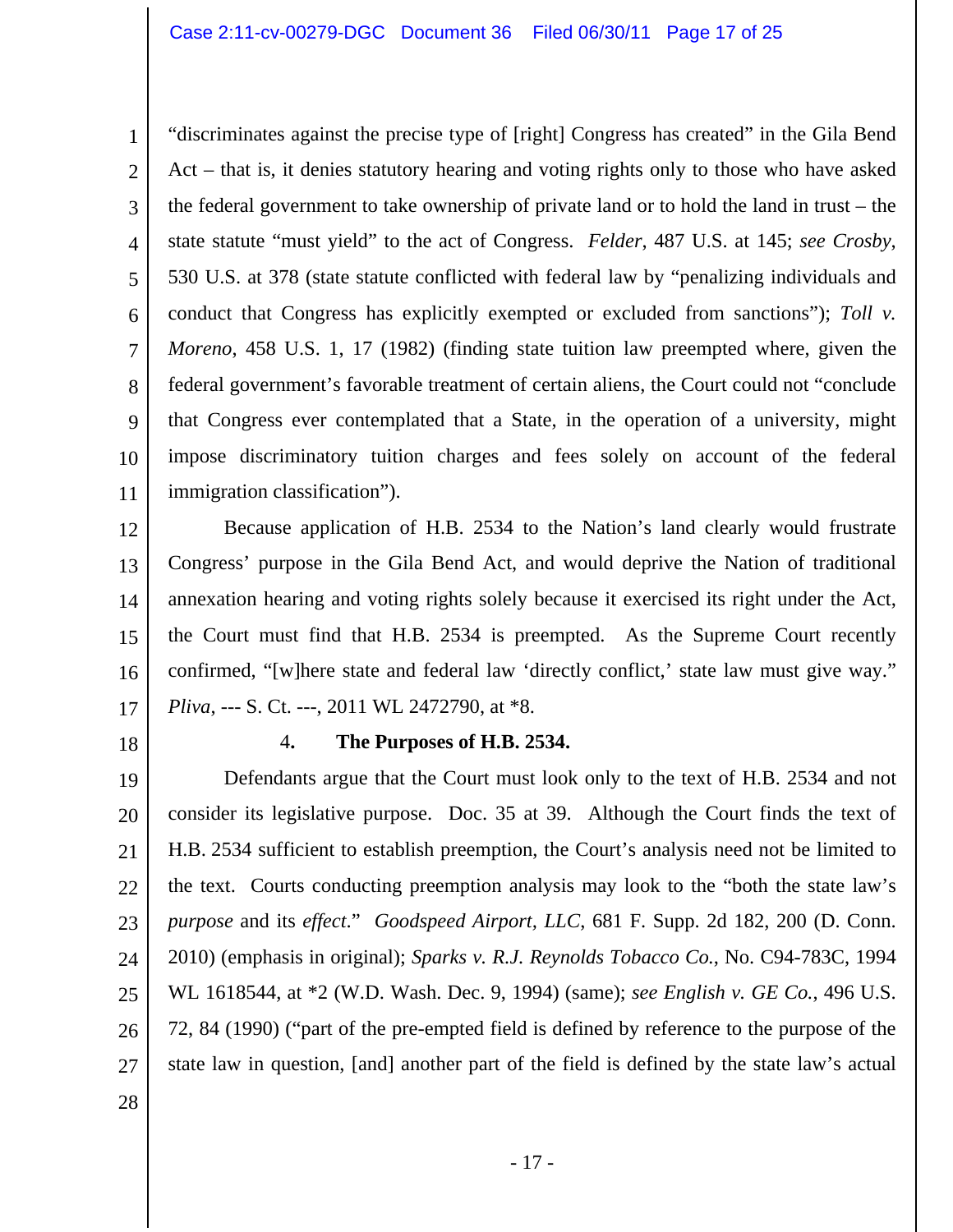"discriminates against the precise type of [right] Congress has created" in the Gila Bend Act – that is, it denies statutory hearing and voting rights only to those who have asked the federal government to take ownership of private land or to hold the land in trust – the state statute "must yield" to the act of Congress. *Felder*, 487 U.S. at 145; *see Crosby*, 530 U.S. at 378 (state statute conflicted with federal law by "penalizing individuals and conduct that Congress has explicitly exempted or excluded from sanctions"); *Toll v. Moreno*, 458 U.S. 1, 17 (1982) (finding state tuition law preempted where, given the federal government's favorable treatment of certain aliens, the Court could not "conclude that Congress ever contemplated that a State, in the operation of a university, might impose discriminatory tuition charges and fees solely on account of the federal immigration classification").

Because application of H.B. 2534 to the Nation's land clearly would frustrate Congress' purpose in the Gila Bend Act, and would deprive the Nation of traditional annexation hearing and voting rights solely because it exercised its right under the Act, the Court must find that H.B. 2534 is preempted. As the Supreme Court recently confirmed, "[w]here state and federal law 'directly conflict,' state law must give way." *Pliva*, --- S. Ct. ---, 2011 WL 2472790, at *8.

#### 4. The Purposes of H.B. 2534.

Defendants argue that the Court must look only to the text of H.B. 2534 and not consider its legislative purpose. Doc. 35 at 39. Although the Court finds the text of H.B. 2534 sufficient to establish preemption, the Court's analysis need not be limited to the text. Courts conducting preemption analysis may look to the "both the state law's *purpose* and its *effect*." *Goodspeed Airport, LLC*, 681 F. Supp. 2d 182, 200 (D. Conn. 2010) (emphasis in original); *Sparks v. R.J. Reynolds Tobacco Co.*, No. C94-783C, 1994 WL 1618544, at *2 (W.D. Wash. Dec. 9, 1994) (same); *see English v. GE Co.*, 496 U.S. 72, 84 (1990) ("part of the pre-empted field is defined by reference to the purpose of the state law in question, [and] another part of the field is defined by the state law's actual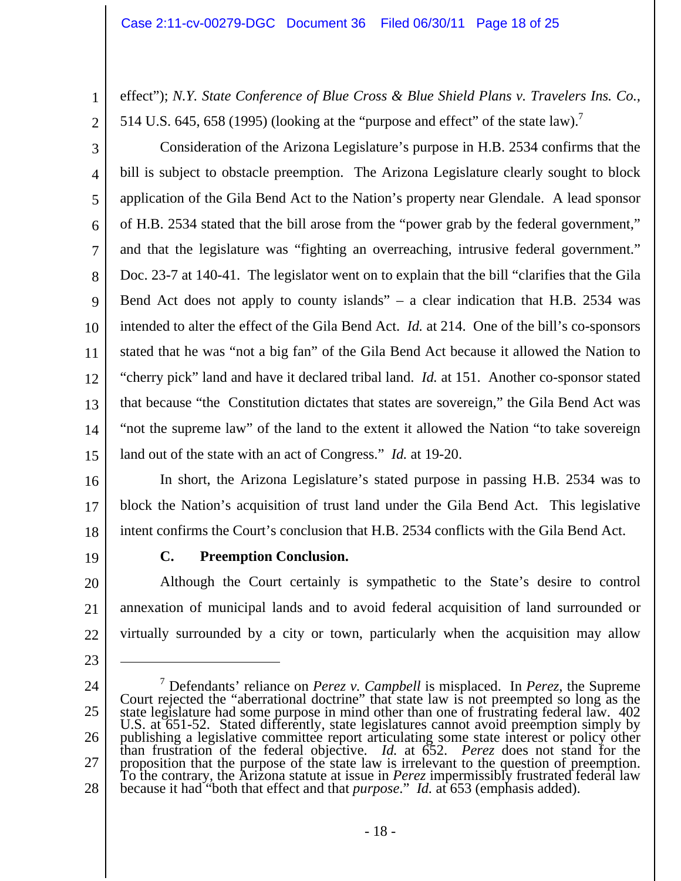effect"); *N.Y. State Conference of Blue Cross & Blue Shield Plans v. Travelers Ins. Co.*, 514 U.S. 645, 658 (1995) (looking at the "purpose and effect" of the state law).[7]

Consideration of the Arizona Legislature's purpose in H.B. 2534 confirms that the bill is subject to obstacle preemption. The Arizona Legislature clearly sought to block application of the Gila Bend Act to the Nation's property near Glendale. A lead sponsor of H.B. 2534 stated that the bill arose from the "power grab by the federal government," and that the legislature was "fighting an overreaching, intrusive federal government." Doc. 23-7 at 140-41. The legislator went on to explain that the bill "clarifies that the Gila Bend Act does not apply to county islands" – a clear indication that H.B. 2534 was intended to alter the effect of the Gila Bend Act. *Id.* at 214. One of the bill's co-sponsors stated that he was "not a big fan" of the Gila Bend Act because it allowed the Nation to "cherry pick" land and have it declared tribal land. *Id.* at 151. Another co-sponsor stated that because "the Constitution dictates that states are sovereign," the Gila Bend Act was "not the supreme law" of the land to the extent it allowed the Nation "to take sovereign land out of the state with an act of Congress." *Id.* at 19-20.

In short, the Arizona Legislature's stated purpose in passing H.B. 2534 was to block the Nation's acquisition of trust land under the Gila Bend Act. This legislative intent confirms the Court's conclusion that H.B. 2534 conflicts with the Gila Bend Act.

### C. Preemption Conclusion.

Although the Court certainly is sympathetic to the State's desire to control annexation of municipal lands and to avoid federal acquisition of land surrounded or virtually surrounded by a city or town, particularly when the acquisition may allow

---

[7] Defendants' reliance on *Perez v. Campbell* is misplaced. In *Perez*, the Supreme Court rejected the "aberrational doctrine" that state law is not preempted so long as the state legislature had some purpose in mind other than one of frustrating federal law. 402 U.S. at 651-52. Stated differently, state legislatures cannot avoid preemption simply by publishing a legislative committee report articulating some state interest or policy other than frustration of the federal objective. *Id.* at 652. *Perez* does not stand for the proposition that the purpose of the state law is irrelevant to the question of preemption. To the contrary, the Arizona statute at issue in *Perez* impermissibly frustrated federal law because it had "both that effect and that *purpose*." *Id.* at 653 (emphasis added).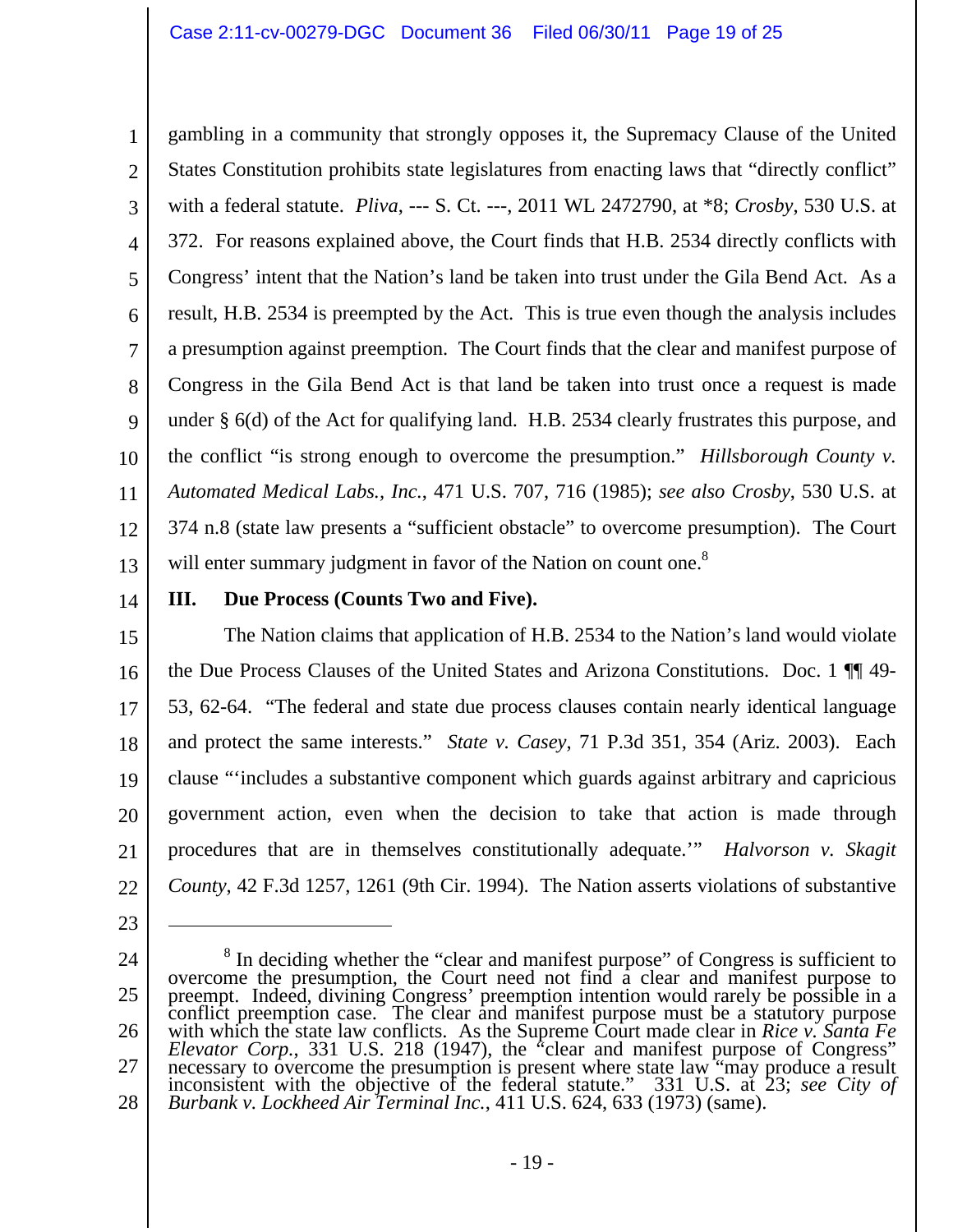gambling in a community that strongly opposes it, the Supremacy Clause of the United States Constitution prohibits state legislatures from enacting laws that "directly conflict" with a federal statute. *Pliva*, --- S. Ct. ---, 2011 WL 2472790, at *8; *Crosby*, 530 U.S. at 372. For reasons explained above, the Court finds that H.B. 2534 directly conflicts with Congress' intent that the Nation's land be taken into trust under the Gila Bend Act. As a result, H.B. 2534 is preempted by the Act. This is true even though the analysis includes a presumption against preemption. The Court finds that the clear and manifest purpose of Congress in the Gila Bend Act is that land be taken into trust once a request is made under § 6(d) of the Act for qualifying land. H.B. 2534 clearly frustrates this purpose, and the conflict "is strong enough to overcome the presumption." *Hillsborough County v. Automated Medical Labs., Inc.*, 471 U.S. 707, 716 (1985); *see also Crosby*, 530 U.S. at 374 n.8 (state law presents a "sufficient obstacle" to overcome presumption). The Court will enter summary judgment in favor of the Nation on count one.[8]

### III. Due Process (Counts Two and Five).

The Nation claims that application of H.B. 2534 to the Nation's land would violate the Due Process Clauses of the United States and Arizona Constitutions. Doc. 1 ¶¶ 49-53, 62-64. "The federal and state due process clauses contain nearly identical language and protect the same interests." *State v. Casey*, 71 P.3d 351, 354 (Ariz. 2003). Each clause "'includes a substantive component which guards against arbitrary and capricious government action, even when the decision to take that action is made through procedures that are in themselves constitutionally adequate.'" *Halvorson v. Skagit County*, 42 F.3d 1257, 1261 (9th Cir. 1994). The Nation asserts violations of substantive

---

[8] In deciding whether the "clear and manifest purpose" of Congress is sufficient to overcome the presumption, the Court need not find a clear and manifest purpose to preempt. Indeed, divining Congress' preemption intention would rarely be possible in a conflict preemption case. The clear and manifest purpose must be a statutory purpose with which the state law conflicts. As the Supreme Court made clear in *Rice v. Santa Fe Elevator Corp.*, 331 U.S. 218 (1947), the "clear and manifest purpose of Congress" necessary to overcome the presumption is present where state law "may produce a result inconsistent with the objective of the federal statute." 331 U.S. at 23; *see City of Burbank v. Lockheed Air Terminal Inc.*, 411 U.S. 624, 633 (1973) (same).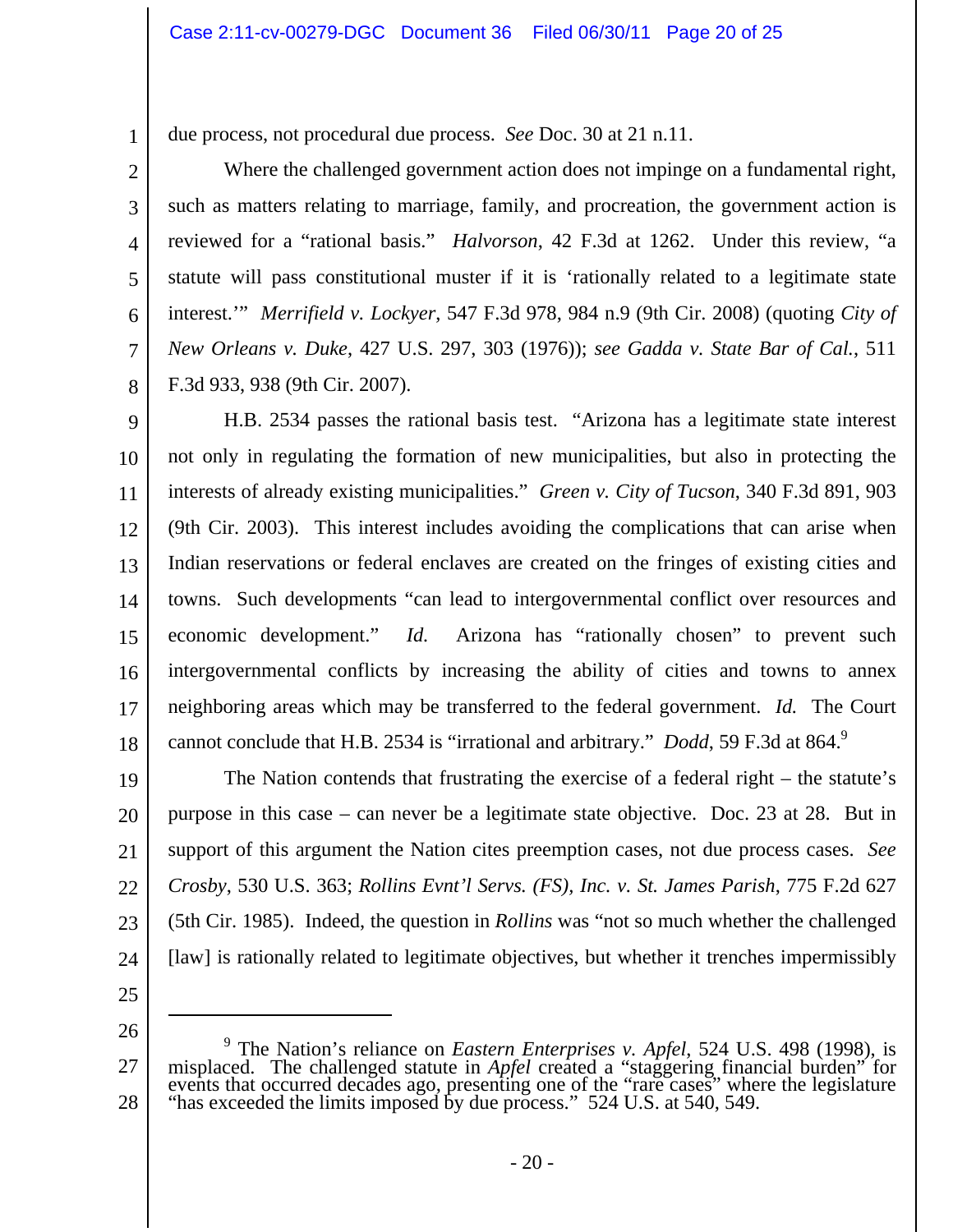due process, not procedural due process. *See* Doc. 30 at 21 n.11.

Where the challenged government action does not impinge on a fundamental right, such as matters relating to marriage, family, and procreation, the government action is reviewed for a "rational basis." *Halvorson*, 42 F.3d at 1262. Under this review, "a statute will pass constitutional muster if it is 'rationally related to a legitimate state interest.'" *Merrifield v. Lockyer*, 547 F.3d 978, 984 n.9 (9th Cir. 2008) (quoting *City of New Orleans v. Duke*, 427 U.S. 297, 303 (1976)); *see Gadda v. State Bar of Cal.*, 511 F.3d 933, 938 (9th Cir. 2007).

H.B. 2534 passes the rational basis test. "Arizona has a legitimate state interest not only in regulating the formation of new municipalities, but also in protecting the interests of already existing municipalities." *Green v. City of Tucson*, 340 F.3d 891, 903 (9th Cir. 2003). This interest includes avoiding the complications that can arise when Indian reservations or federal enclaves are created on the fringes of existing cities and towns. Such developments "can lead to intergovernmental conflict over resources and economic development." *Id.* Arizona has "rationally chosen" to prevent such intergovernmental conflicts by increasing the ability of cities and towns to annex neighboring areas which may be transferred to the federal government. *Id.* The Court cannot conclude that H.B. 2534 is "irrational and arbitrary." *Dodd*, 59 F.3d at 864.[9]

The Nation contends that frustrating the exercise of a federal right – the statute's purpose in this case – can never be a legitimate state objective. Doc. 23 at 28. But in support of this argument the Nation cites preemption cases, not due process cases. *See Crosby*, 530 U.S. 363; *Rollins Evnt'l Servs. (FS), Inc. v. St. James Parish*, 775 F.2d 627 (5th Cir. 1985). Indeed, the question in *Rollins* was "not so much whether the challenged [law] is rationally related to legitimate objectives, but whether it trenches impermissibly

---

[9] The Nation's reliance on *Eastern Enterprises v. Apfel*, 524 U.S. 498 (1998), is misplaced. The challenged statute in *Apfel* created a "staggering financial burden" for events that occurred decades ago, presenting one of the "rare cases" where the legislature "has exceeded the limits imposed by due process." 524 U.S. at 540, 549.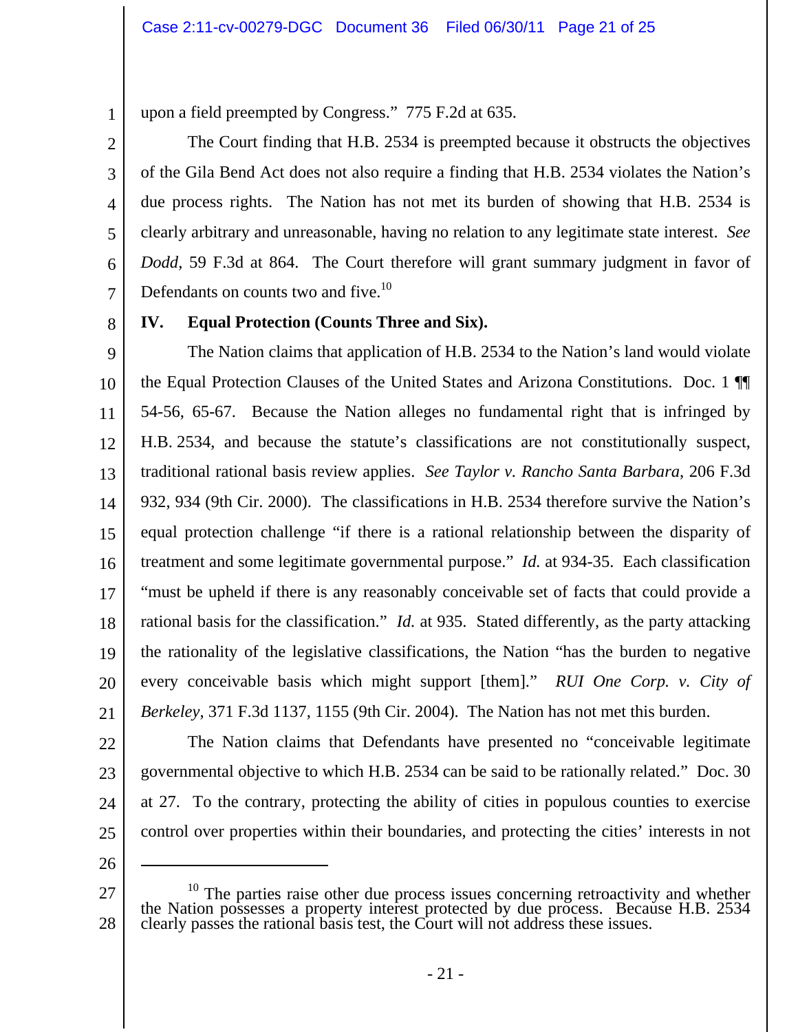upon a field preempted by Congress." 775 F.2d at 635.

The Court finding that H.B. 2534 is preempted because it obstructs the objectives of the Gila Bend Act does not also require a finding that H.B. 2534 violates the Nation's due process rights. The Nation has not met its burden of showing that H.B. 2534 is clearly arbitrary and unreasonable, having no relation to any legitimate state interest. *See Dodd*, 59 F.3d at 864. The Court therefore will grant summary judgment in favor of Defendants on counts two and five.[10]

## IV. Equal Protection (Counts Three and Six).

The Nation claims that application of H.B. 2534 to the Nation's land would violate the Equal Protection Clauses of the United States and Arizona Constitutions. Doc. 1 ¶¶ 54-56, 65-67. Because the Nation alleges no fundamental right that is infringed by H.B. 2534, and because the statute's classifications are not constitutionally suspect, traditional rational basis review applies. *See Taylor v. Rancho Santa Barbara*, 206 F.3d 932, 934 (9th Cir. 2000). The classifications in H.B. 2534 therefore survive the Nation's equal protection challenge "if there is a rational relationship between the disparity of treatment and some legitimate governmental purpose." *Id.* at 934-35. Each classification "must be upheld if there is any reasonably conceivable set of facts that could provide a rational basis for the classification." *Id.* at 935. Stated differently, as the party attacking the rationality of the legislative classifications, the Nation "has the burden to negative every conceivable basis which might support [them]." *RUI One Corp. v. City of Berkeley*, 371 F.3d 1137, 1155 (9th Cir. 2004). The Nation has not met this burden.

The Nation claims that Defendants have presented no "conceivable legitimate governmental objective to which H.B. 2534 can be said to be rationally related." Doc. 30 at 27. To the contrary, protecting the ability of cities in populous counties to exercise control over properties within their boundaries, and protecting the cities' interests in not

---

[10] The parties raise other due process issues concerning retroactivity and whether the Nation possesses a property interest protected by due process. Because H.B. 2534 clearly passes the rational basis test, the Court will not address these issues.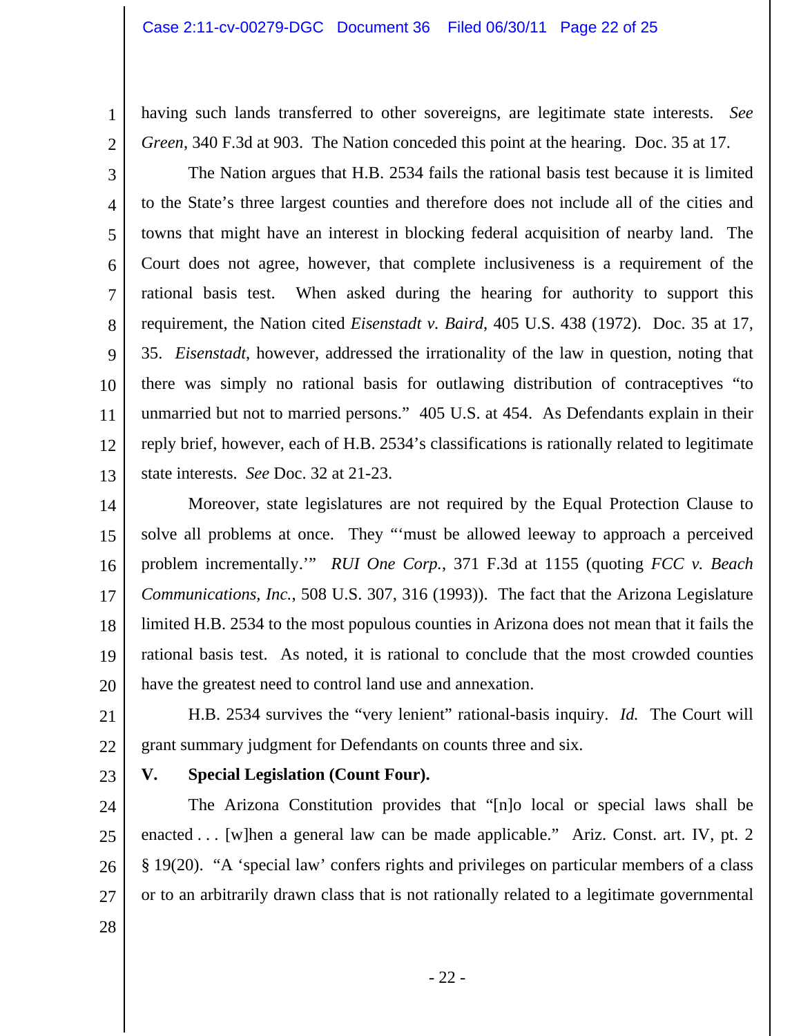having such lands transferred to other sovereigns, are legitimate state interests. *See Green*, 340 F.3d at 903. The Nation conceded this point at the hearing. Doc. 35 at 17.

The Nation argues that H.B. 2534 fails the rational basis test because it is limited to the State's three largest counties and therefore does not include all of the cities and towns that might have an interest in blocking federal acquisition of nearby land. The Court does not agree, however, that complete inclusiveness is a requirement of the rational basis test. When asked during the hearing for authority to support this requirement, the Nation cited *Eisenstadt v. Baird*, 405 U.S. 438 (1972). Doc. 35 at 17, 35. *Eisenstadt*, however, addressed the irrationality of the law in question, noting that there was simply no rational basis for outlawing distribution of contraceptives "to unmarried but not to married persons." 405 U.S. at 454. As Defendants explain in their reply brief, however, each of H.B. 2534's classifications is rationally related to legitimate state interests. *See* Doc. 32 at 21-23.

Moreover, state legislatures are not required by the Equal Protection Clause to solve all problems at once. They "'must be allowed leeway to approach a perceived problem incrementally.'" *RUI One Corp.*, 371 F.3d at 1155 (quoting *FCC v. Beach Communications, Inc.*, 508 U.S. 307, 316 (1993)). The fact that the Arizona Legislature limited H.B. 2534 to the most populous counties in Arizona does not mean that it fails the rational basis test. As noted, it is rational to conclude that the most crowded counties have the greatest need to control land use and annexation.

H.B. 2534 survives the "very lenient" rational-basis inquiry. *Id.* The Court will grant summary judgment for Defendants on counts three and six.

## V. Special Legislation (Count Four).

The Arizona Constitution provides that "[n]o local or special laws shall be enacted . . . [w]hen a general law can be made applicable." Ariz. Const. art. IV, pt. 2 § 19(20). "A 'special law' confers rights and privileges on particular members of a class or to an arbitrarily drawn class that is not rationally related to a legitimate governmental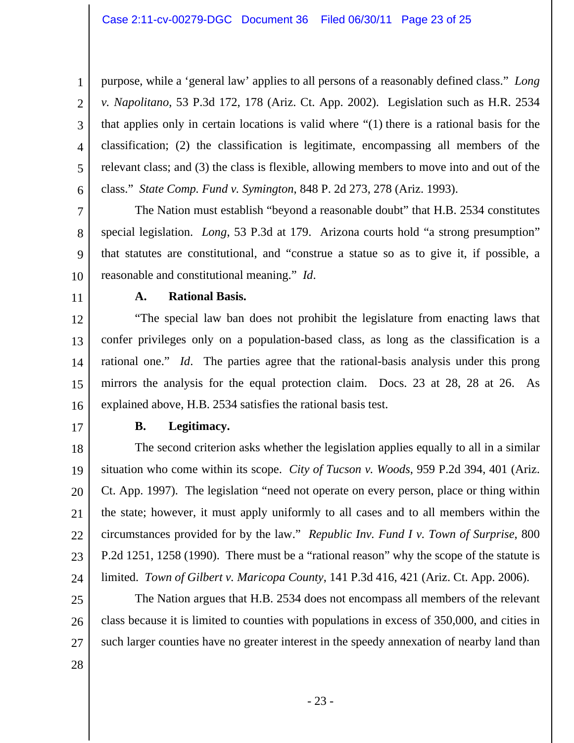purpose, while a 'general law' applies to all persons of a reasonably defined class." *Long v. Napolitano*, 53 P.3d 172, 178 (Ariz. Ct. App. 2002). Legislation such as H.R. 2534 that applies only in certain locations is valid where "(1) there is a rational basis for the classification; (2) the classification is legitimate, encompassing all members of the relevant class; and (3) the class is flexible, allowing members to move into and out of the class." *State Comp. Fund v. Symington*, 848 P. 2d 273, 278 (Ariz. 1993).

The Nation must establish "beyond a reasonable doubt" that H.B. 2534 constitutes special legislation. *Long*, 53 P.3d at 179. Arizona courts hold "a strong presumption" that statutes are constitutional, and "construe a statue so as to give it, if possible, a reasonable and constitutional meaning." *Id*.

**A. Rational Basis.**

"The special law ban does not prohibit the legislature from enacting laws that confer privileges only on a population-based class, as long as the classification is a rational one." *Id*. The parties agree that the rational-basis analysis under this prong mirrors the analysis for the equal protection claim. Docs. 23 at 28, 28 at 26. As explained above, H.B. 2534 satisfies the rational basis test.

**B. Legitimacy.**

The second criterion asks whether the legislation applies equally to all in a similar situation who come within its scope. *City of Tucson v. Woods*, 959 P.2d 394, 401 (Ariz. Ct. App. 1997). The legislation "need not operate on every person, place or thing within the state; however, it must apply uniformly to all cases and to all members within the circumstances provided for by the law." *Republic Inv. Fund I v. Town of Surprise*, 800 P.2d 1251, 1258 (1990). There must be a "rational reason" why the scope of the statute is limited. *Town of Gilbert v. Maricopa County*, 141 P.3d 416, 421 (Ariz. Ct. App. 2006).

The Nation argues that H.B. 2534 does not encompass all members of the relevant class because it is limited to counties with populations in excess of 350,000, and cities in such larger counties have no greater interest in the speedy annexation of nearby land than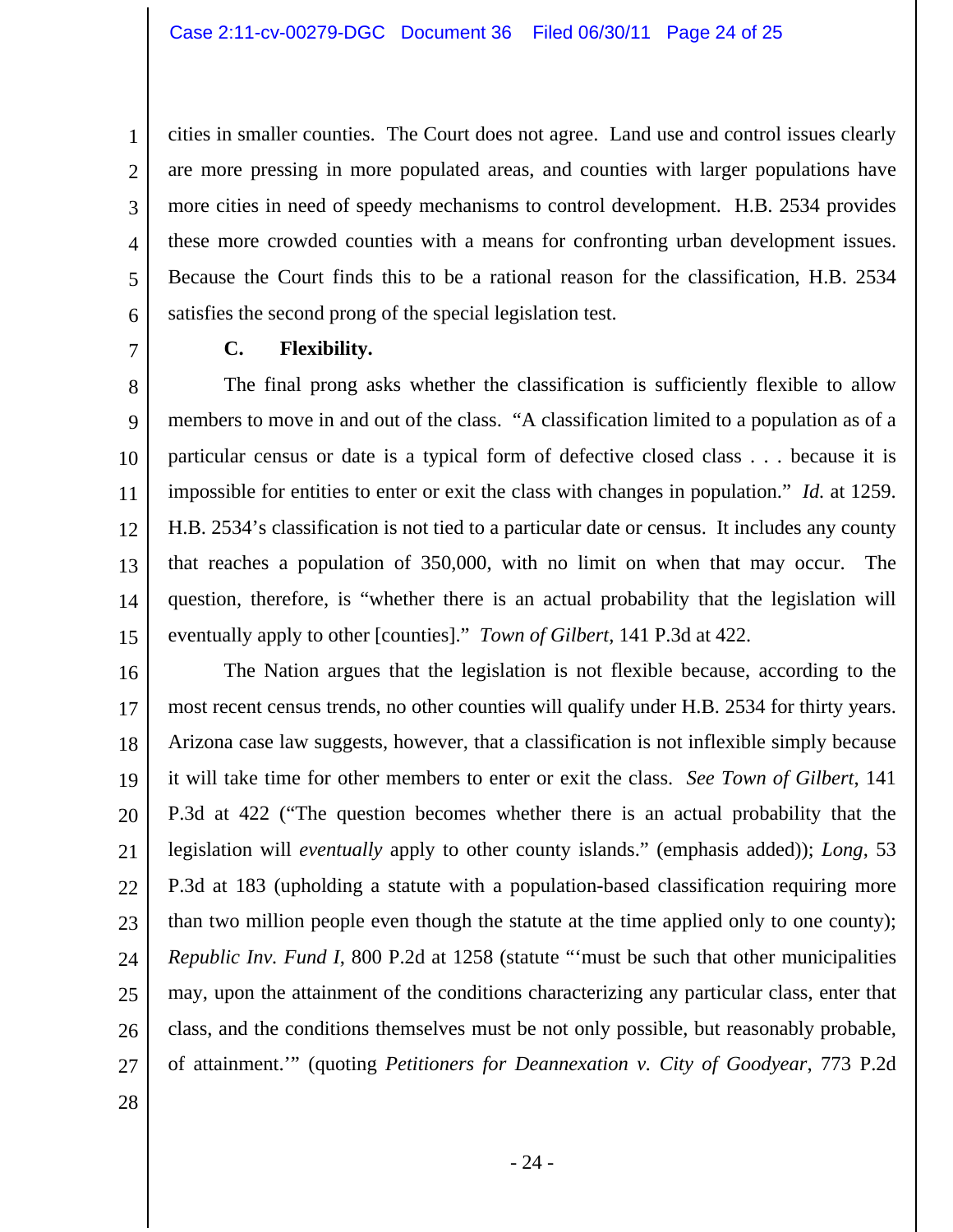cities in smaller counties. The Court does not agree. Land use and control issues clearly are more pressing in more populated areas, and counties with larger populations have more cities in need of speedy mechanisms to control development. H.B. 2534 provides these more crowded counties with a means for confronting urban development issues. Because the Court finds this to be a rational reason for the classification, H.B. 2534 satisfies the second prong of the special legislation test.

### C. Flexibility.

The final prong asks whether the classification is sufficiently flexible to allow members to move in and out of the class. "A classification limited to a population as of a particular census or date is a typical form of defective closed class . . . because it is impossible for entities to enter or exit the class with changes in population." *Id.* at 1259. H.B. 2534's classification is not tied to a particular date or census. It includes any county that reaches a population of 350,000, with no limit on when that may occur. The question, therefore, is "whether there is an actual probability that the legislation will eventually apply to other [counties]." *Town of Gilbert*, 141 P.3d at 422.

The Nation argues that the legislation is not flexible because, according to the most recent census trends, no other counties will qualify under H.B. 2534 for thirty years. Arizona case law suggests, however, that a classification is not inflexible simply because it will take time for other members to enter or exit the class. *See Town of Gilbert*, 141 P.3d at 422 ("The question becomes whether there is an actual probability that the legislation will *eventually* apply to other county islands." (emphasis added)); *Long*, 53 P.3d at 183 (upholding a statute with a population-based classification requiring more than two million people even though the statute at the time applied only to one county); *Republic Inv. Fund I*, 800 P.2d at 1258 (statute "'must be such that other municipalities may, upon the attainment of the conditions characterizing any particular class, enter that class, and the conditions themselves must be not only possible, but reasonably probable, of attainment.'" (quoting *Petitioners for Deannexation v. City of Goodyear*, 773 P.2d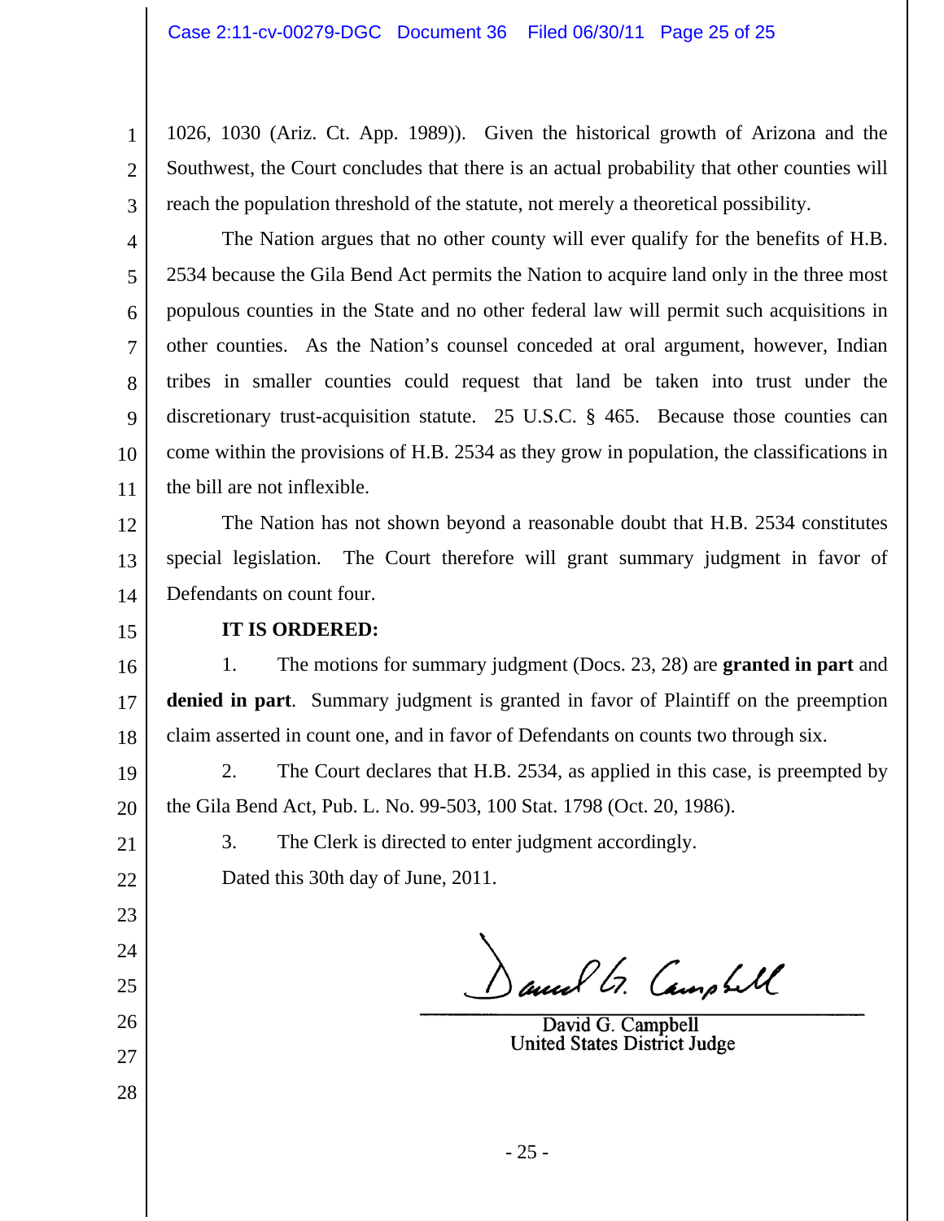1026, 1030 (Ariz. Ct. App. 1989)). Given the historical growth of Arizona and the Southwest, the Court concludes that there is an actual probability that other counties will reach the population threshold of the statute, not merely a theoretical possibility.

The Nation argues that no other county will ever qualify for the benefits of H.B. 2534 because the Gila Bend Act permits the Nation to acquire land only in the three most populous counties in the State and no other federal law will permit such acquisitions in other counties. As the Nation's counsel conceded at oral argument, however, Indian tribes in smaller counties could request that land be taken into trust under the discretionary trust-acquisition statute. 25 U.S.C. § 465. Because those counties can come within the provisions of H.B. 2534 as they grow in population, the classifications in the bill are not inflexible.

The Nation has not shown beyond a reasonable doubt that H.B. 2534 constitutes special legislation. The Court therefore will grant summary judgment in favor of Defendants on count four.

**IT IS ORDERED:**

1. The motions for summary judgment (Docs. 23, 28) are **granted in part** and **denied in part**. Summary judgment is granted in favor of Plaintiff on the preemption claim asserted in count one, and in favor of Defendants on counts two through six.

2. The Court declares that H.B. 2534, as applied in this case, is preempted by the Gila Bend Act, Pub. L. No. 99-503, 100 Stat. 1798 (Oct. 20, 1986).

3. The Clerk is directed to enter judgment accordingly.

Dated this 30th day of June, 2011.

David G. Campbell
United States District Judge